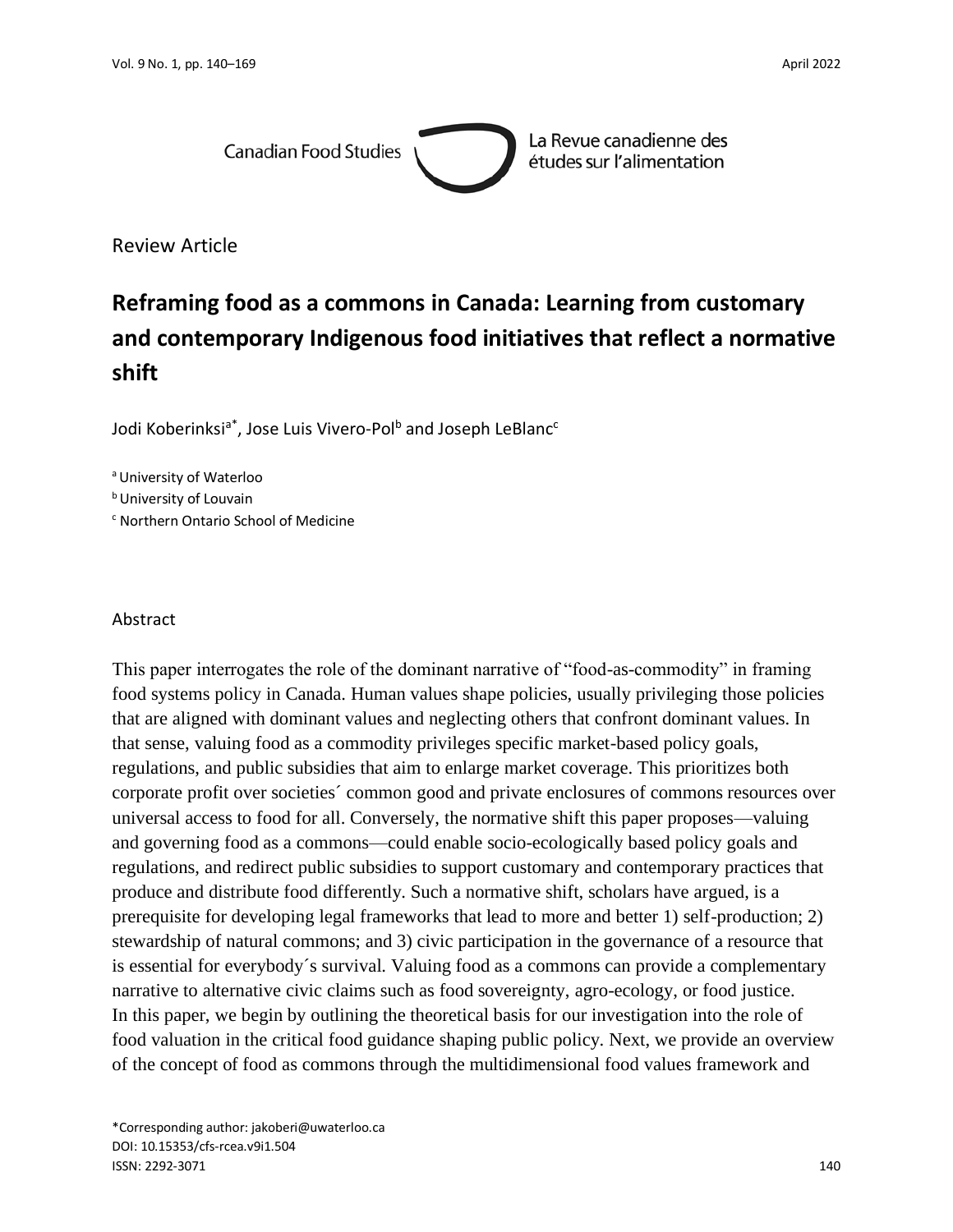Review Article

# Reframing food as a commons in Canada: Learning from customary and contemporary Indigenous food initiatives that reflect a normative shift

Jodi Koberinksi[a*], Jose Luis Vivero-Pol[b] and Joseph LeBlanc[c]

[a] University of Waterloo
[b] University of Louvain
[c] Northern Ontario School of Medicine

## Abstract

This paper interrogates the role of the dominant narrative of "food-as-commodity" in framing food systems policy in Canada. Human values shape policies, usually privileging those policies that are aligned with dominant values and neglecting others that confront dominant values. In that sense, valuing food as a commodity privileges specific market-based policy goals, regulations, and public subsidies that aim to enlarge market coverage. This prioritizes both corporate profit over societies´ common good and private enclosures of commons resources over universal access to food for all. Conversely, the normative shift this paper proposes—valuing and governing food as a commons—could enable socio-ecologically based policy goals and regulations, and redirect public subsidies to support customary and contemporary practices that produce and distribute food differently. Such a normative shift, scholars have argued, is a prerequisite for developing legal frameworks that lead to more and better 1) self-production; 2) stewardship of natural commons; and 3) civic participation in the governance of a resource that is essential for everybody´s survival. Valuing food as a commons can provide a complementary narrative to alternative civic claims such as food sovereignty, agro-ecology, or food justice. In this paper, we begin by outlining the theoretical basis for our investigation into the role of food valuation in the critical food guidance shaping public policy. Next, we provide an overview of the concept of food as commons through the multidimensional food values framework and

*Corresponding author: jakoberi@uwaterloo.ca
DOI: 10.15353/cfs-rcea.v9i1.504
ISSN: 2292-3071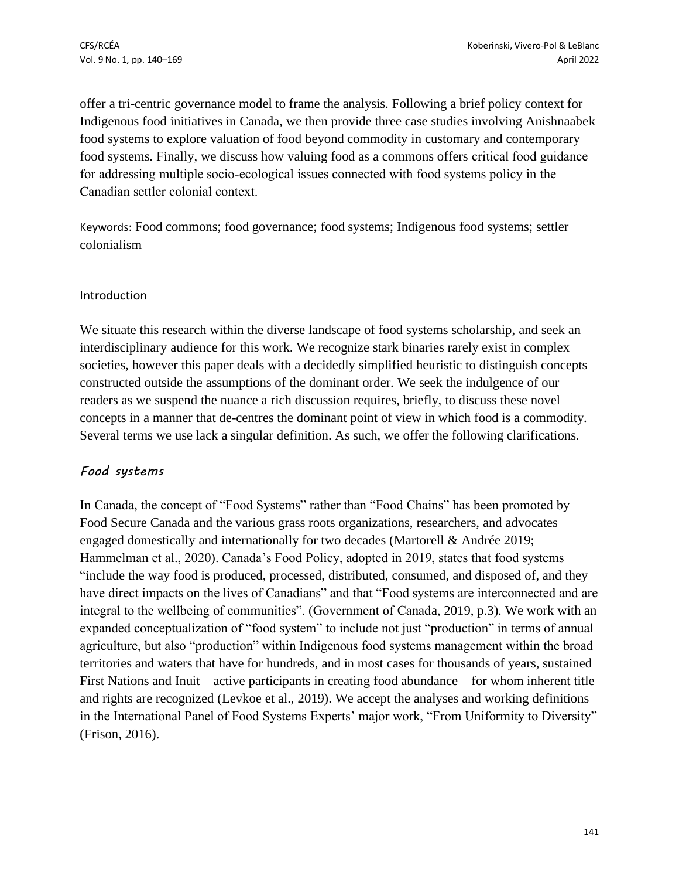offer a tri-centric governance model to frame the analysis. Following a brief policy context for Indigenous food initiatives in Canada, we then provide three case studies involving Anishnaabek food systems to explore valuation of food beyond commodity in customary and contemporary food systems. Finally, we discuss how valuing food as a commons offers critical food guidance for addressing multiple socio-ecological issues connected with food systems policy in the Canadian settler colonial context.

Keywords: Food commons; food governance; food systems; Indigenous food systems; settler colonialism

## Introduction

We situate this research within the diverse landscape of food systems scholarship, and seek an interdisciplinary audience for this work. We recognize stark binaries rarely exist in complex societies, however this paper deals with a decidedly simplified heuristic to distinguish concepts constructed outside the assumptions of the dominant order. We seek the indulgence of our readers as we suspend the nuance a rich discussion requires, briefly, to discuss these novel concepts in a manner that de-centres the dominant point of view in which food is a commodity. Several terms we use lack a singular definition. As such, we offer the following clarifications.

### *Food systems*

In Canada, the concept of "Food Systems" rather than "Food Chains" has been promoted by Food Secure Canada and the various grass roots organizations, researchers, and advocates engaged domestically and internationally for two decades (Martorell & Andrée 2019; Hammelman et al., 2020). Canada's Food Policy, adopted in 2019, states that food systems "include the way food is produced, processed, distributed, consumed, and disposed of, and they have direct impacts on the lives of Canadians" and that "Food systems are interconnected and are integral to the wellbeing of communities". (Government of Canada, 2019, p.3). We work with an expanded conceptualization of "food system" to include not just "production" in terms of annual agriculture, but also "production" within Indigenous food systems management within the broad territories and waters that have for hundreds, and in most cases for thousands of years, sustained First Nations and Inuit—active participants in creating food abundance—for whom inherent title and rights are recognized (Levkoe et al., 2019). We accept the analyses and working definitions in the International Panel of Food Systems Experts' major work, "From Uniformity to Diversity" (Frison, 2016).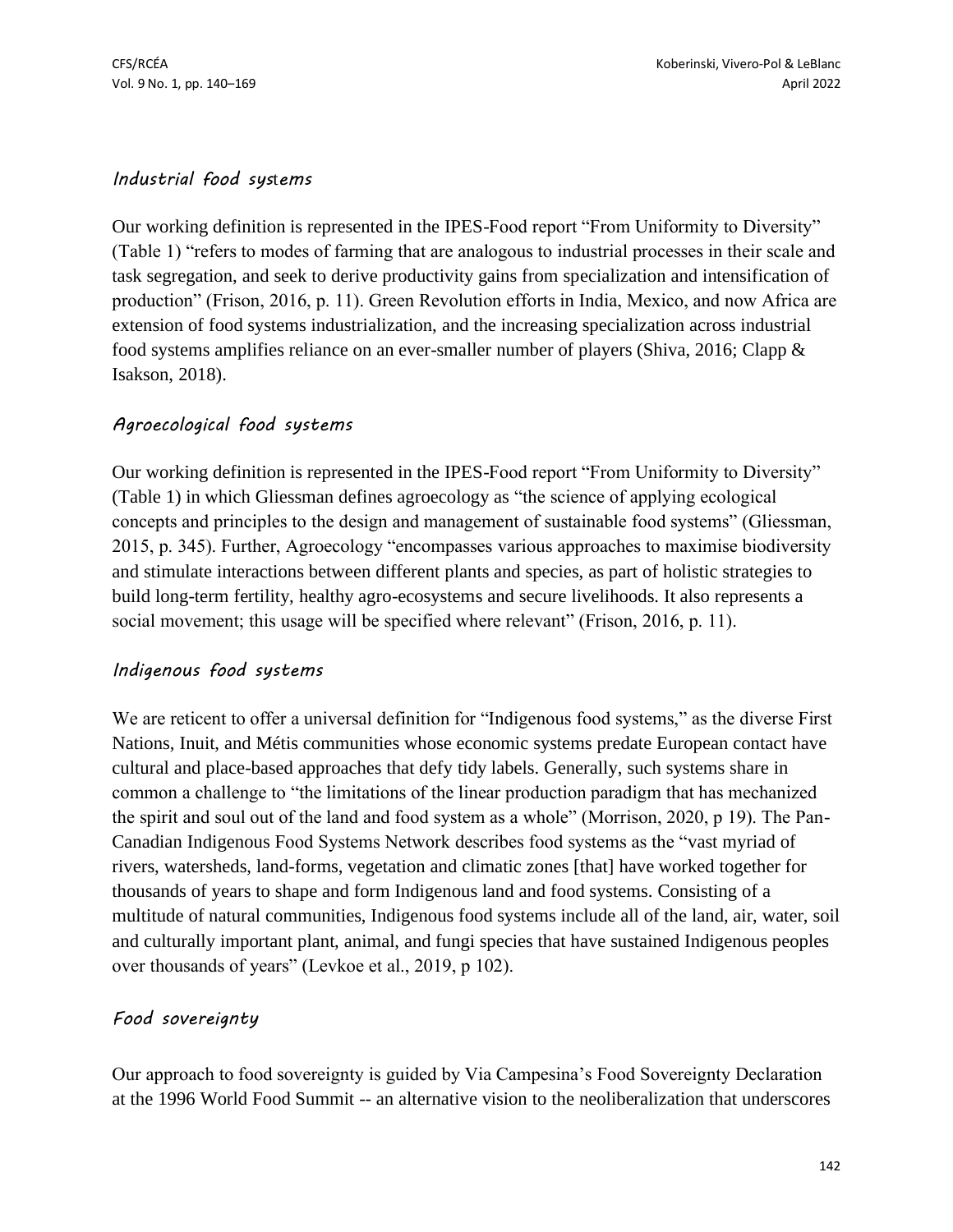### *Industrial food systems*

Our working definition is represented in the IPES-Food report "From Uniformity to Diversity" (Table 1) "refers to modes of farming that are analogous to industrial processes in their scale and task segregation, and seek to derive productivity gains from specialization and intensification of production" (Frison, 2016, p. 11). Green Revolution efforts in India, Mexico, and now Africa are extension of food systems industrialization, and the increasing specialization across industrial food systems amplifies reliance on an ever-smaller number of players (Shiva, 2016; Clapp & Isakson, 2018).

### *Agroecological food systems*

Our working definition is represented in the IPES-Food report "From Uniformity to Diversity" (Table 1) in which Gliessman defines agroecology as "the science of applying ecological concepts and principles to the design and management of sustainable food systems" (Gliessman, 2015, p. 345). Further, Agroecology "encompasses various approaches to maximise biodiversity and stimulate interactions between different plants and species, as part of holistic strategies to build long-term fertility, healthy agro-ecosystems and secure livelihoods. It also represents a social movement; this usage will be specified where relevant" (Frison, 2016, p. 11).

### *Indigenous food systems*

We are reticent to offer a universal definition for "Indigenous food systems," as the diverse First Nations, Inuit, and Métis communities whose economic systems predate European contact have cultural and place-based approaches that defy tidy labels. Generally, such systems share in common a challenge to "the limitations of the linear production paradigm that has mechanized the spirit and soul out of the land and food system as a whole" (Morrison, 2020, p 19). The Pan-Canadian Indigenous Food Systems Network describes food systems as the "vast myriad of rivers, watersheds, land-forms, vegetation and climatic zones [that] have worked together for thousands of years to shape and form Indigenous land and food systems. Consisting of a multitude of natural communities, Indigenous food systems include all of the land, air, water, soil and culturally important plant, animal, and fungi species that have sustained Indigenous peoples over thousands of years" (Levkoe et al., 2019, p 102).

### *Food sovereignty*

Our approach to food sovereignty is guided by Via Campesina's Food Sovereignty Declaration at the 1996 World Food Summit -- an alternative vision to the neoliberalization that underscores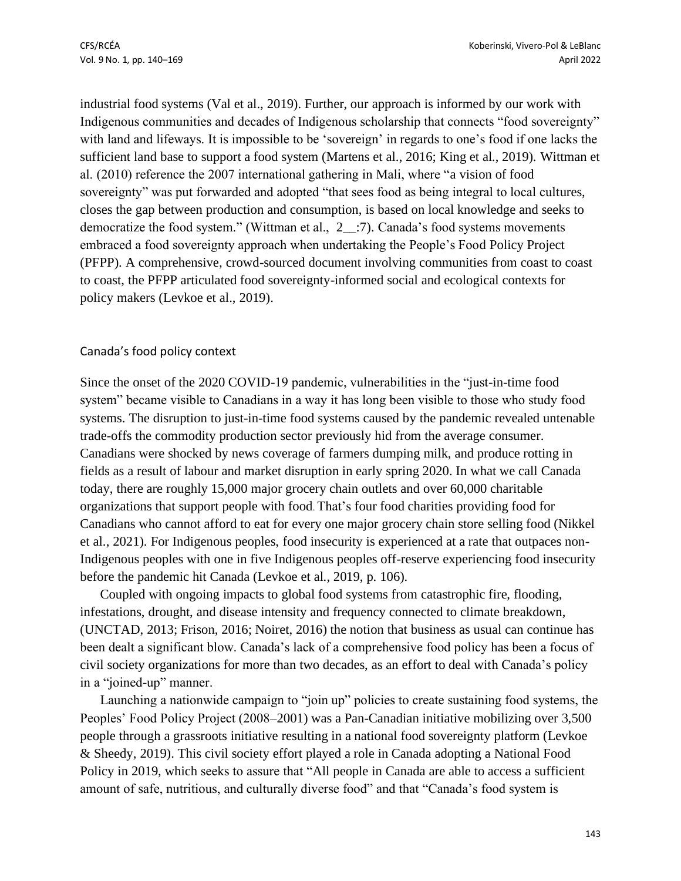industrial food systems (Val et al., 2019). Further, our approach is informed by our work with Indigenous communities and decades of Indigenous scholarship that connects "food sovereignty" with land and lifeways. It is impossible to be 'sovereign' in regards to one's food if one lacks the sufficient land base to support a food system (Martens et al., 2016; King et al., 2019). Wittman et al. (2010) reference the 2007 international gathering in Mali, where "a vision of food sovereignty" was put forwarded and adopted "that sees food as being integral to local cultures, closes the gap between production and consumption, is based on local knowledge and seeks to democratize the food system." (Wittman et al., 2__:7). Canada's food systems movements embraced a food sovereignty approach when undertaking the People's Food Policy Project (PFPP). A comprehensive, crowd-sourced document involving communities from coast to coast to coast, the PFPP articulated food sovereignty-informed social and ecological contexts for policy makers (Levkoe et al., 2019).

## Canada's food policy context

Since the onset of the 2020 COVID-19 pandemic, vulnerabilities in the "just-in-time food system" became visible to Canadians in a way it has long been visible to those who study food systems. The disruption to just-in-time food systems caused by the pandemic revealed untenable trade-offs the commodity production sector previously hid from the average consumer. Canadians were shocked by news coverage of farmers dumping milk, and produce rotting in fields as a result of labour and market disruption in early spring 2020. In what we call Canada today, there are roughly 15,000 major grocery chain outlets and over 60,000 charitable organizations that support people with food. That's four food charities providing food for Canadians who cannot afford to eat for every one major grocery chain store selling food (Nikkel et al., 2021). For Indigenous peoples, food insecurity is experienced at a rate that outpaces non-Indigenous peoples with one in five Indigenous peoples off-reserve experiencing food insecurity before the pandemic hit Canada (Levkoe et al., 2019, p. 106).

Coupled with ongoing impacts to global food systems from catastrophic fire, flooding, infestations, drought, and disease intensity and frequency connected to climate breakdown, (UNCTAD, 2013; Frison, 2016; Noiret, 2016) the notion that business as usual can continue has been dealt a significant blow. Canada's lack of a comprehensive food policy has been a focus of civil society organizations for more than two decades, as an effort to deal with Canada's policy in a "joined-up" manner.

Launching a nationwide campaign to "join up" policies to create sustaining food systems, the Peoples' Food Policy Project (2008–2001) was a Pan-Canadian initiative mobilizing over 3,500 people through a grassroots initiative resulting in a national food sovereignty platform (Levkoe & Sheedy, 2019). This civil society effort played a role in Canada adopting a National Food Policy in 2019, which seeks to assure that "All people in Canada are able to access a sufficient amount of safe, nutritious, and culturally diverse food" and that "Canada's food system is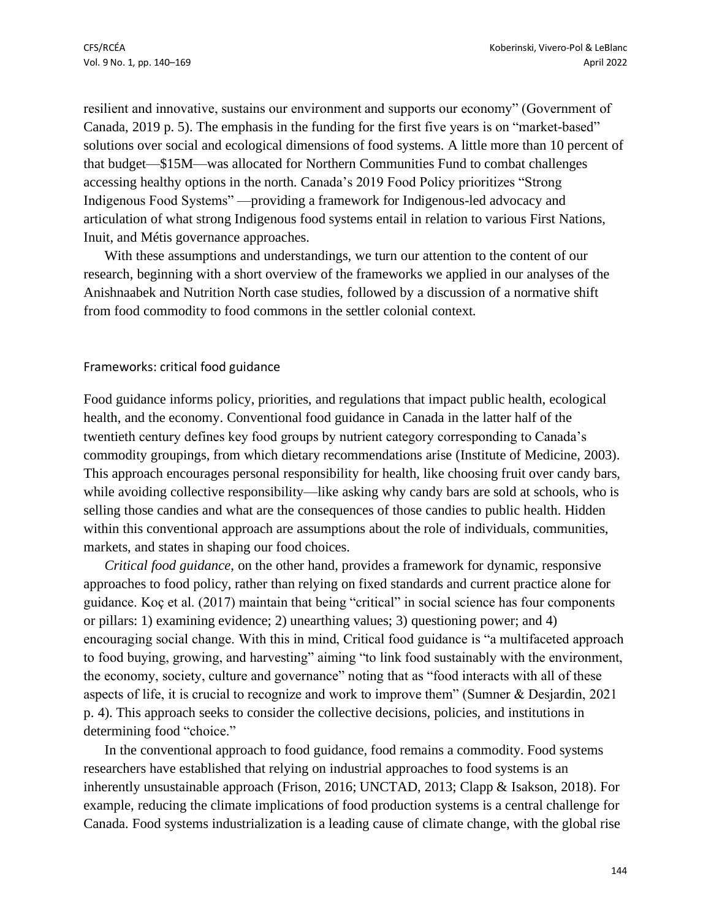resilient and innovative, sustains our environment and supports our economy" (Government of Canada, 2019 p. 5). The emphasis in the funding for the first five years is on "market-based" solutions over social and ecological dimensions of food systems. A little more than 10 percent of that budget—$15M—was allocated for Northern Communities Fund to combat challenges accessing healthy options in the north. Canada's 2019 Food Policy prioritizes "Strong Indigenous Food Systems" —providing a framework for Indigenous-led advocacy and articulation of what strong Indigenous food systems entail in relation to various First Nations, Inuit, and Métis governance approaches.

With these assumptions and understandings, we turn our attention to the content of our research, beginning with a short overview of the frameworks we applied in our analyses of the Anishnaabek and Nutrition North case studies, followed by a discussion of a normative shift from food commodity to food commons in the settler colonial context.

## Frameworks: critical food guidance

Food guidance informs policy, priorities, and regulations that impact public health, ecological health, and the economy. Conventional food guidance in Canada in the latter half of the twentieth century defines key food groups by nutrient category corresponding to Canada's commodity groupings, from which dietary recommendations arise (Institute of Medicine, 2003). This approach encourages personal responsibility for health, like choosing fruit over candy bars, while avoiding collective responsibility—like asking why candy bars are sold at schools, who is selling those candies and what are the consequences of those candies to public health. Hidden within this conventional approach are assumptions about the role of individuals, communities, markets, and states in shaping our food choices.

*Critical food guidance*, on the other hand, provides a framework for dynamic, responsive approaches to food policy, rather than relying on fixed standards and current practice alone for guidance. Koç et al. (2017) maintain that being "critical" in social science has four components or pillars: 1) examining evidence; 2) unearthing values; 3) questioning power; and 4) encouraging social change. With this in mind, Critical food guidance is "a multifaceted approach to food buying, growing, and harvesting" aiming "to link food sustainably with the environment, the economy, society, culture and governance" noting that as "food interacts with all of these aspects of life, it is crucial to recognize and work to improve them" (Sumner & Desjardin, 2021 p. 4). This approach seeks to consider the collective decisions, policies, and institutions in determining food "choice."

In the conventional approach to food guidance, food remains a commodity. Food systems researchers have established that relying on industrial approaches to food systems is an inherently unsustainable approach (Frison, 2016; UNCTAD, 2013; Clapp & Isakson, 2018). For example, reducing the climate implications of food production systems is a central challenge for Canada. Food systems industrialization is a leading cause of climate change, with the global rise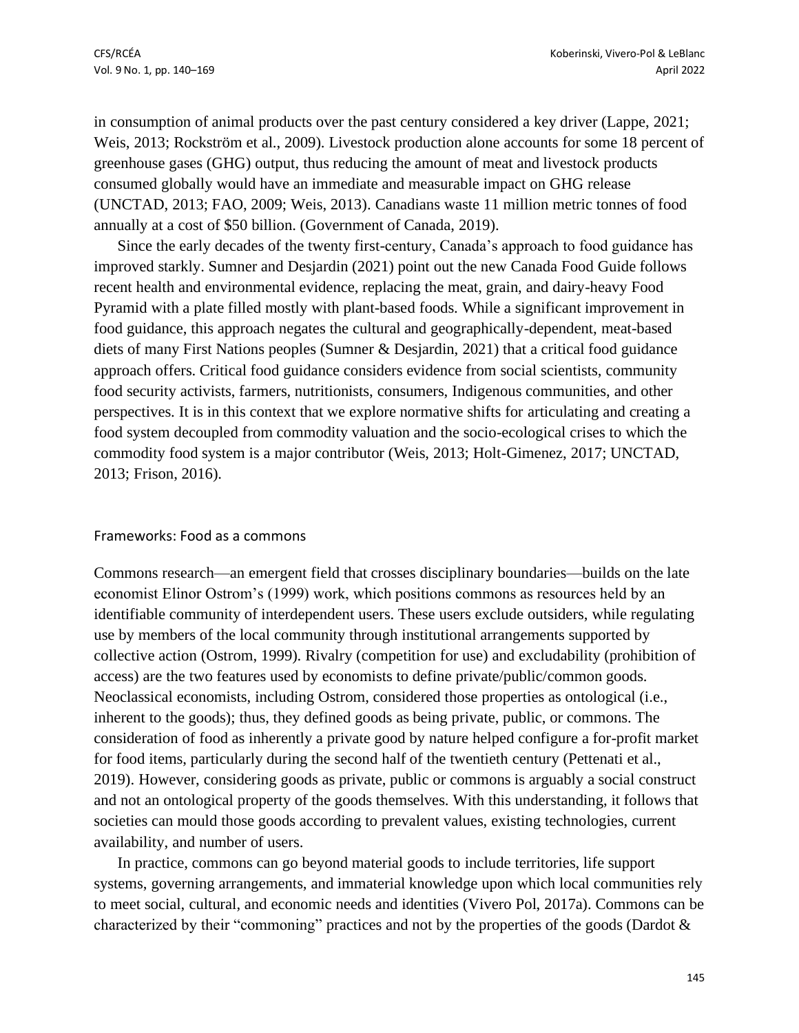in consumption of animal products over the past century considered a key driver (Lappe, 2021; Weis, 2013; Rockström et al., 2009). Livestock production alone accounts for some 18 percent of greenhouse gases (GHG) output, thus reducing the amount of meat and livestock products consumed globally would have an immediate and measurable impact on GHG release (UNCTAD, 2013; FAO, 2009; Weis, 2013). Canadians waste 11 million metric tonnes of food annually at a cost of $50 billion. (Government of Canada, 2019).

Since the early decades of the twenty first-century, Canada's approach to food guidance has improved starkly. Sumner and Desjardin (2021) point out the new Canada Food Guide follows recent health and environmental evidence, replacing the meat, grain, and dairy-heavy Food Pyramid with a plate filled mostly with plant-based foods. While a significant improvement in food guidance, this approach negates the cultural and geographically-dependent, meat-based diets of many First Nations peoples (Sumner & Desjardin, 2021) that a critical food guidance approach offers. Critical food guidance considers evidence from social scientists, community food security activists, farmers, nutritionists, consumers, Indigenous communities, and other perspectives. It is in this context that we explore normative shifts for articulating and creating a food system decoupled from commodity valuation and the socio-ecological crises to which the commodity food system is a major contributor (Weis, 2013; Holt-Gimenez, 2017; UNCTAD, 2013; Frison, 2016).

## Frameworks: Food as a commons

Commons research—an emergent field that crosses disciplinary boundaries—builds on the late economist Elinor Ostrom's (1999) work, which positions commons as resources held by an identifiable community of interdependent users. These users exclude outsiders, while regulating use by members of the local community through institutional arrangements supported by collective action (Ostrom, 1999). Rivalry (competition for use) and excludability (prohibition of access) are the two features used by economists to define private/public/common goods. Neoclassical economists, including Ostrom, considered those properties as ontological (i.e., inherent to the goods); thus, they defined goods as being private, public, or commons. The consideration of food as inherently a private good by nature helped configure a for-profit market for food items, particularly during the second half of the twentieth century (Pettenati et al., 2019). However, considering goods as private, public or commons is arguably a social construct and not an ontological property of the goods themselves. With this understanding, it follows that societies can mould those goods according to prevalent values, existing technologies, current availability, and number of users.

In practice, commons can go beyond material goods to include territories, life support systems, governing arrangements, and immaterial knowledge upon which local communities rely to meet social, cultural, and economic needs and identities (Vivero Pol, 2017a). Commons can be characterized by their "commoning" practices and not by the properties of the goods (Dardot &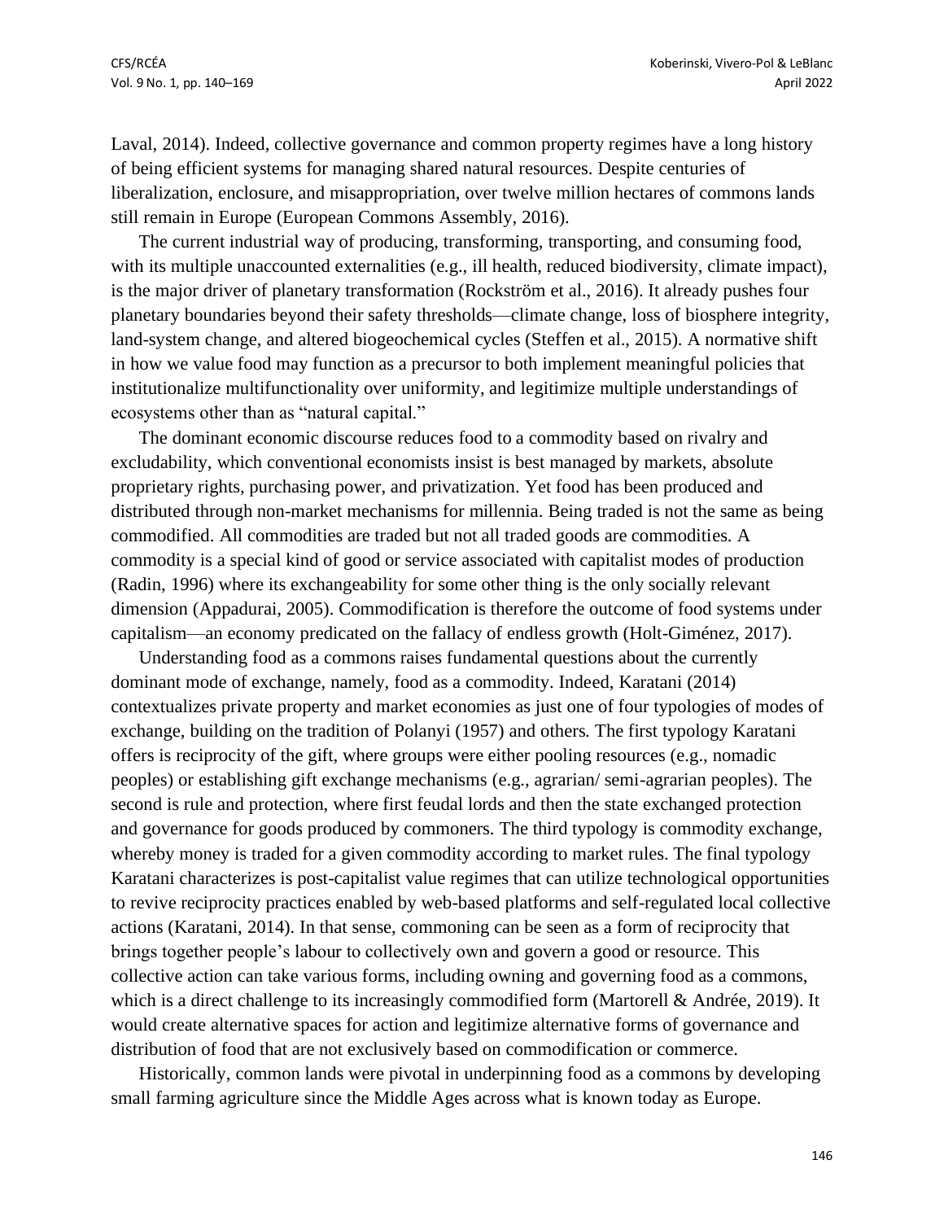Laval, 2014). Indeed, collective governance and common property regimes have a long history of being efficient systems for managing shared natural resources. Despite centuries of liberalization, enclosure, and misappropriation, over twelve million hectares of commons lands still remain in Europe (European Commons Assembly, 2016).

The current industrial way of producing, transforming, transporting, and consuming food, with its multiple unaccounted externalities (e.g., ill health, reduced biodiversity, climate impact), is the major driver of planetary transformation (Rockström et al., 2016). It already pushes four planetary boundaries beyond their safety thresholds—climate change, loss of biosphere integrity, land-system change, and altered biogeochemical cycles (Steffen et al., 2015). A normative shift in how we value food may function as a precursor to both implement meaningful policies that institutionalize multifunctionality over uniformity, and legitimize multiple understandings of ecosystems other than as "natural capital."

The dominant economic discourse reduces food to a commodity based on rivalry and excludability, which conventional economists insist is best managed by markets, absolute proprietary rights, purchasing power, and privatization. Yet food has been produced and distributed through non-market mechanisms for millennia. Being traded is not the same as being commodified. All commodities are traded but not all traded goods are commodities. A commodity is a special kind of good or service associated with capitalist modes of production (Radin, 1996) where its exchangeability for some other thing is the only socially relevant dimension (Appadurai, 2005). Commodification is therefore the outcome of food systems under capitalism—an economy predicated on the fallacy of endless growth (Holt-Giménez, 2017).

Understanding food as a commons raises fundamental questions about the currently dominant mode of exchange, namely, food as a commodity. Indeed, Karatani (2014) contextualizes private property and market economies as just one of four typologies of modes of exchange, building on the tradition of Polanyi (1957) and others. The first typology Karatani offers is reciprocity of the gift, where groups were either pooling resources (e.g., nomadic peoples) or establishing gift exchange mechanisms (e.g., agrarian/ semi-agrarian peoples). The second is rule and protection, where first feudal lords and then the state exchanged protection and governance for goods produced by commoners. The third typology is commodity exchange, whereby money is traded for a given commodity according to market rules. The final typology Karatani characterizes is post-capitalist value regimes that can utilize technological opportunities to revive reciprocity practices enabled by web-based platforms and self-regulated local collective actions (Karatani, 2014). In that sense, commoning can be seen as a form of reciprocity that brings together people's labour to collectively own and govern a good or resource. This collective action can take various forms, including owning and governing food as a commons, which is a direct challenge to its increasingly commodified form (Martorell & Andrée, 2019). It would create alternative spaces for action and legitimize alternative forms of governance and distribution of food that are not exclusively based on commodification or commerce.

Historically, common lands were pivotal in underpinning food as a commons by developing small farming agriculture since the Middle Ages across what is known today as Europe.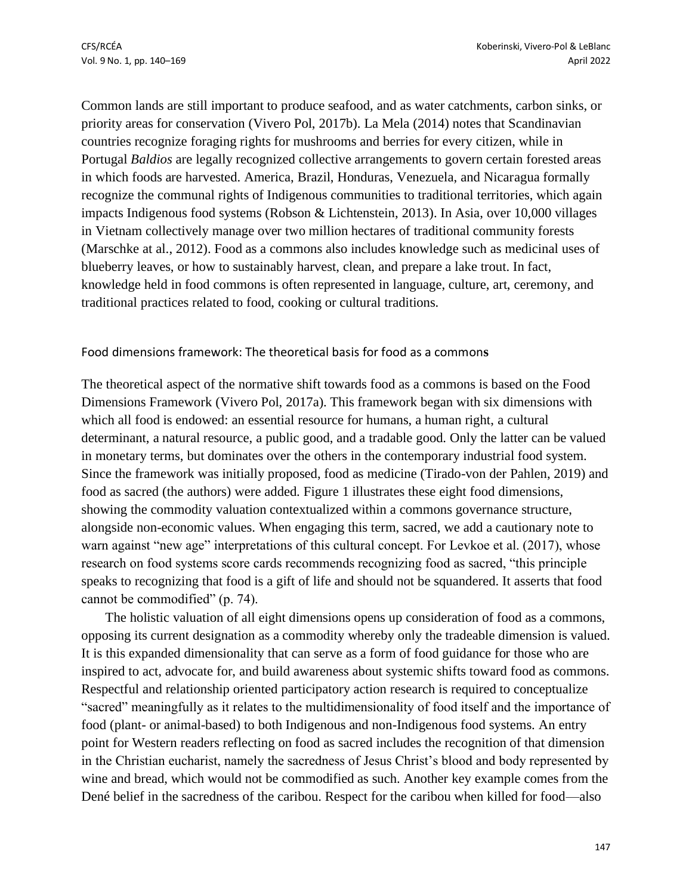Common lands are still important to produce seafood, and as water catchments, carbon sinks, or priority areas for conservation (Vivero Pol, 2017b). La Mela (2014) notes that Scandinavian countries recognize foraging rights for mushrooms and berries for every citizen, while in Portugal *Baldios* are legally recognized collective arrangements to govern certain forested areas in which foods are harvested. America, Brazil, Honduras, Venezuela, and Nicaragua formally recognize the communal rights of Indigenous communities to traditional territories, which again impacts Indigenous food systems (Robson & Lichtenstein, 2013). In Asia, over 10,000 villages in Vietnam collectively manage over two million hectares of traditional community forests (Marschke at al., 2012). Food as a commons also includes knowledge such as medicinal uses of blueberry leaves, or how to sustainably harvest, clean, and prepare a lake trout. In fact, knowledge held in food commons is often represented in language, culture, art, ceremony, and traditional practices related to food, cooking or cultural traditions.

### Food dimensions framework: The theoretical basis for food as a commons

The theoretical aspect of the normative shift towards food as a commons is based on the Food Dimensions Framework (Vivero Pol, 2017a). This framework began with six dimensions with which all food is endowed: an essential resource for humans, a human right, a cultural determinant, a natural resource, a public good, and a tradable good. Only the latter can be valued in monetary terms, but dominates over the others in the contemporary industrial food system. Since the framework was initially proposed, food as medicine (Tirado-von der Pahlen, 2019) and food as sacred (the authors) were added. Figure 1 illustrates these eight food dimensions, showing the commodity valuation contextualized within a commons governance structure, alongside non-economic values. When engaging this term, sacred, we add a cautionary note to warn against "new age" interpretations of this cultural concept. For Levkoe et al. (2017), whose research on food systems score cards recommends recognizing food as sacred, "this principle speaks to recognizing that food is a gift of life and should not be squandered. It asserts that food cannot be commodified" (p. 74).

The holistic valuation of all eight dimensions opens up consideration of food as a commons, opposing its current designation as a commodity whereby only the tradeable dimension is valued. It is this expanded dimensionality that can serve as a form of food guidance for those who are inspired to act, advocate for, and build awareness about systemic shifts toward food as commons. Respectful and relationship oriented participatory action research is required to conceptualize "sacred" meaningfully as it relates to the multidimensionality of food itself and the importance of food (plant- or animal-based) to both Indigenous and non-Indigenous food systems. An entry point for Western readers reflecting on food as sacred includes the recognition of that dimension in the Christian eucharist, namely the sacredness of Jesus Christ's blood and body represented by wine and bread, which would not be commodified as such. Another key example comes from the Dené belief in the sacredness of the caribou. Respect for the caribou when killed for food—also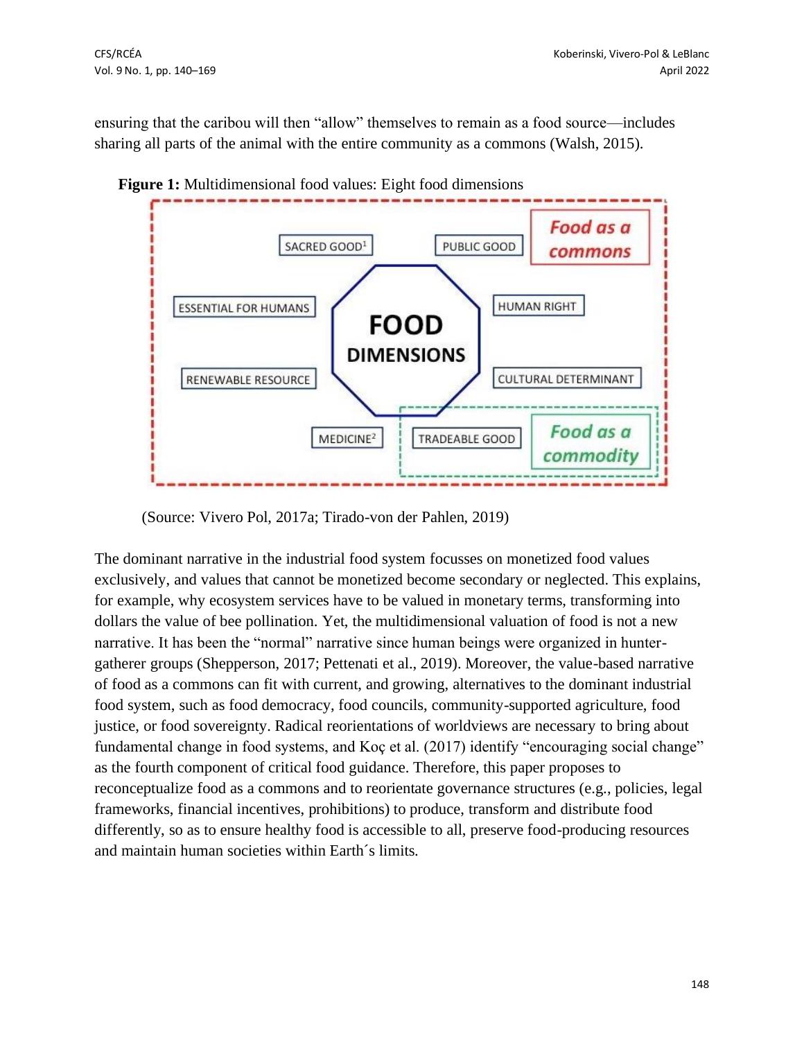ensuring that the caribou will then "allow" themselves to remain as a food source—includes sharing all parts of the animal with the entire community as a commons (Walsh, 2015).

**Figure 1:** Multidimensional food values: Eight food dimensions

FOOD DIMENSIONS

SACRED GOOD[1]

PUBLIC GOOD

ESSENTIAL FOR HUMANS

HUMAN RIGHT

RENEWABLE RESOURCE

CULTURAL DETERMINANT

MEDICINE[2]

TRADEABLE GOOD

Food as a commons

Food as a commodity

(Source: Vivero Pol, 2017a; Tirado-von der Pahlen, 2019)

The dominant narrative in the industrial food system focusses on monetized food values exclusively, and values that cannot be monetized become secondary or neglected. This explains, for example, why ecosystem services have to be valued in monetary terms, transforming into dollars the value of bee pollination. Yet, the multidimensional valuation of food is not a new narrative. It has been the "normal" narrative since human beings were organized in hunter-gatherer groups (Shepperson, 2017; Pettenati et al., 2019). Moreover, the value-based narrative of food as a commons can fit with current, and growing, alternatives to the dominant industrial food system, such as food democracy, food councils, community-supported agriculture, food justice, or food sovereignty. Radical reorientations of worldviews are necessary to bring about fundamental change in food systems, and Koç et al. (2017) identify "encouraging social change" as the fourth component of critical food guidance. Therefore, this paper proposes to reconceptualize food as a commons and to reorientate governance structures (e.g., policies, legal frameworks, financial incentives, prohibitions) to produce, transform and distribute food differently, so as to ensure healthy food is accessible to all, preserve food-producing resources and maintain human societies within Earth´s limits.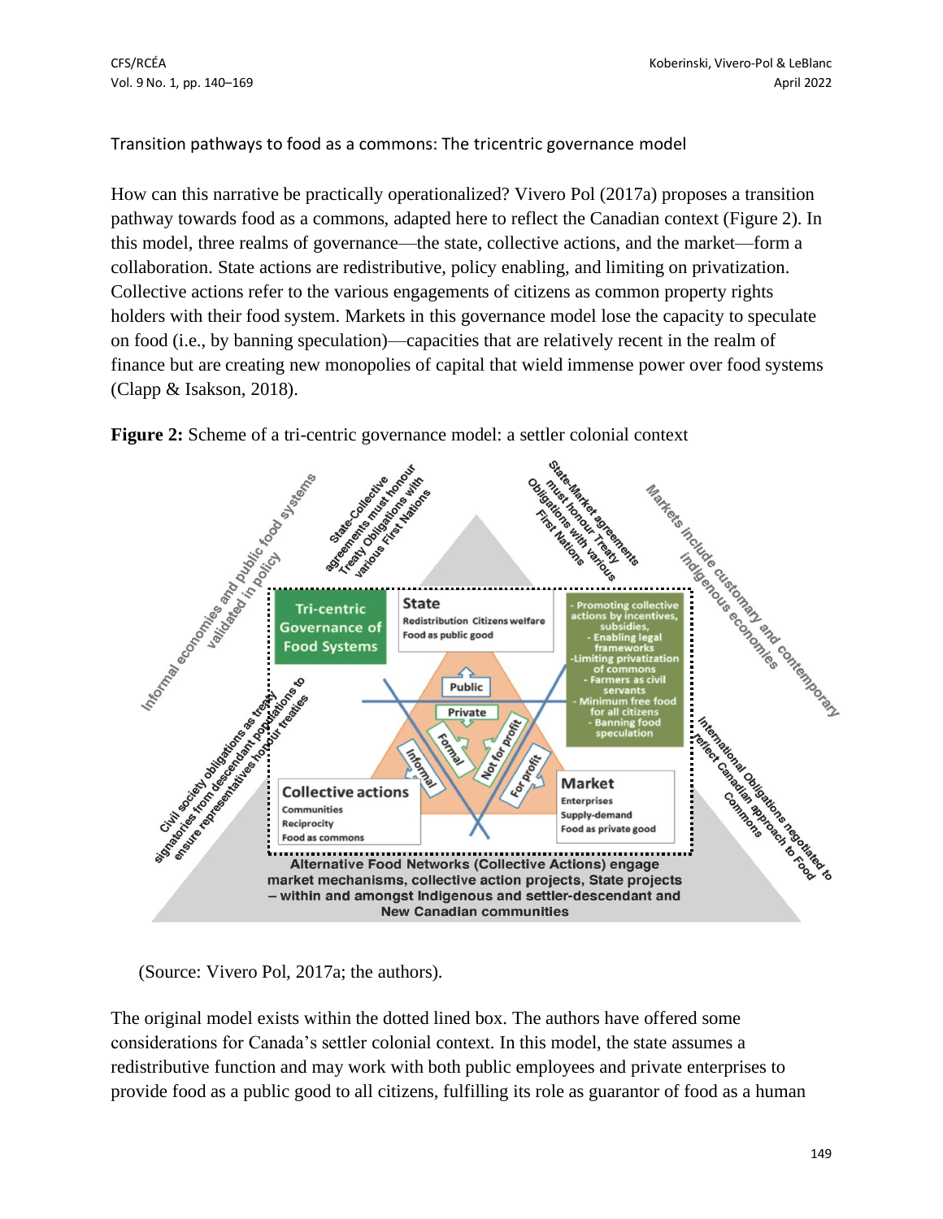### Transition pathways to food as a commons: The tricentric governance model

How can this narrative be practically operationalized? Vivero Pol (2017a) proposes a transition pathway towards food as a commons, adapted here to reflect the Canadian context (Figure 2). In this model, three realms of governance—the state, collective actions, and the market—form a collaboration. State actions are redistributive, policy enabling, and limiting on privatization. Collective actions refer to the various engagements of citizens as common property rights holders with their food system. Markets in this governance model lose the capacity to speculate on food (i.e., by banning speculation)—capacities that are relatively recent in the realm of finance but are creating new monopolies of capital that wield immense power over food systems (Clapp & Isakson, 2018).

**Figure 2:** Scheme of a tri-centric governance model: a settler colonial context

(Source: Vivero Pol, 2017a; the authors).

The original model exists within the dotted lined box. The authors have offered some considerations for Canada's settler colonial context. In this model, the state assumes a redistributive function and may work with both public employees and private enterprises to provide food as a public good to all citizens, fulfilling its role as guarantor of food as a human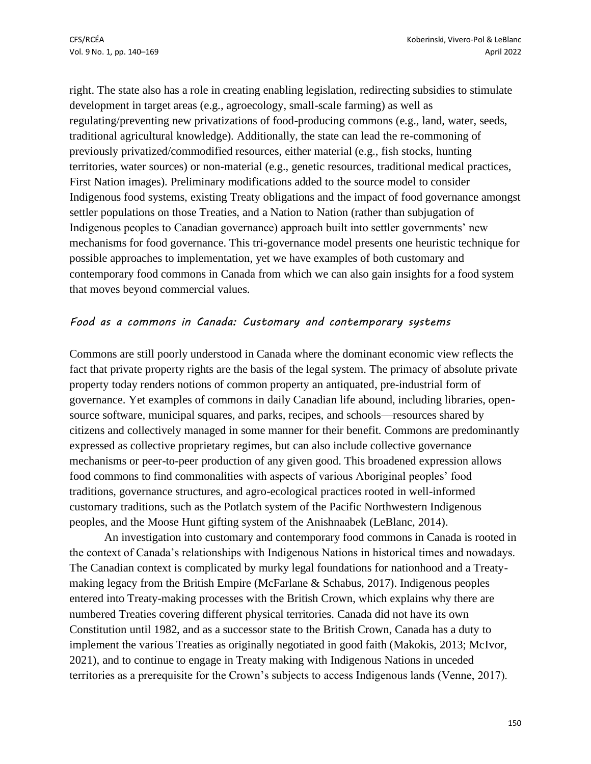right. The state also has a role in creating enabling legislation, redirecting subsidies to stimulate development in target areas (e.g., agroecology, small-scale farming) as well as regulating/preventing new privatizations of food-producing commons (e.g., land, water, seeds, traditional agricultural knowledge). Additionally, the state can lead the re-commoning of previously privatized/commodified resources, either material (e.g., fish stocks, hunting territories, water sources) or non-material (e.g., genetic resources, traditional medical practices, First Nation images). Preliminary modifications added to the source model to consider Indigenous food systems, existing Treaty obligations and the impact of food governance amongst settler populations on those Treaties, and a Nation to Nation (rather than subjugation of Indigenous peoples to Canadian governance) approach built into settler governments' new mechanisms for food governance. This tri-governance model presents one heuristic technique for possible approaches to implementation, yet we have examples of both customary and contemporary food commons in Canada from which we can also gain insights for a food system that moves beyond commercial values.

### *Food as a commons in Canada: Customary and contemporary systems*

Commons are still poorly understood in Canada where the dominant economic view reflects the fact that private property rights are the basis of the legal system. The primacy of absolute private property today renders notions of common property an antiquated, pre-industrial form of governance. Yet examples of commons in daily Canadian life abound, including libraries, open-source software, municipal squares, and parks, recipes, and schools—resources shared by citizens and collectively managed in some manner for their benefit. Commons are predominantly expressed as collective proprietary regimes, but can also include collective governance mechanisms or peer-to-peer production of any given good. This broadened expression allows food commons to find commonalities with aspects of various Aboriginal peoples' food traditions, governance structures, and agro-ecological practices rooted in well-informed customary traditions, such as the Potlatch system of the Pacific Northwestern Indigenous peoples, and the Moose Hunt gifting system of the Anishnaabek (LeBlanc, 2014).

An investigation into customary and contemporary food commons in Canada is rooted in the context of Canada's relationships with Indigenous Nations in historical times and nowadays. The Canadian context is complicated by murky legal foundations for nationhood and a Treaty-making legacy from the British Empire (McFarlane & Schabus, 2017). Indigenous peoples entered into Treaty-making processes with the British Crown, which explains why there are numbered Treaties covering different physical territories. Canada did not have its own Constitution until 1982, and as a successor state to the British Crown, Canada has a duty to implement the various Treaties as originally negotiated in good faith (Makokis, 2013; McIvor, 2021), and to continue to engage in Treaty making with Indigenous Nations in unceded territories as a prerequisite for the Crown's subjects to access Indigenous lands (Venne, 2017).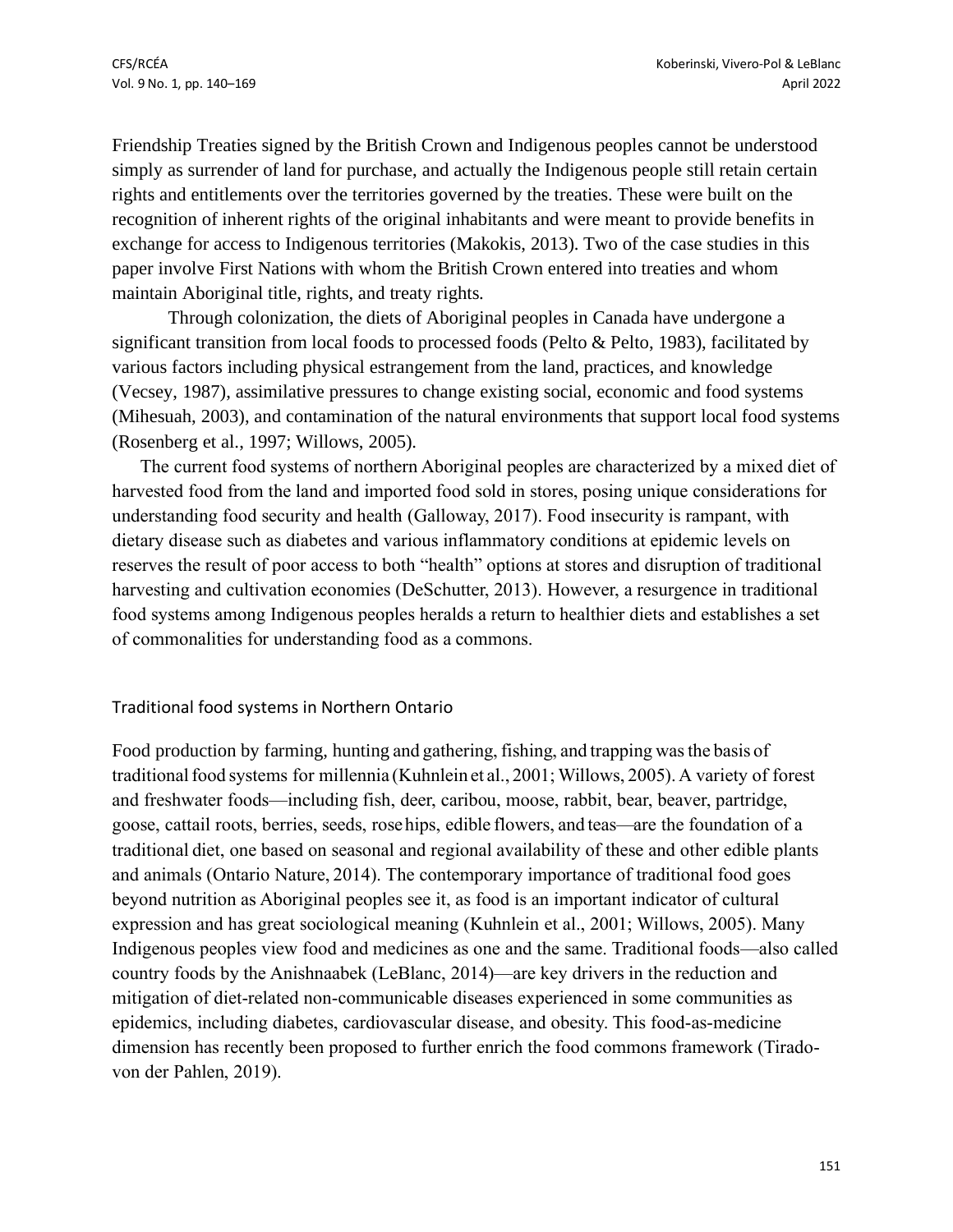Friendship Treaties signed by the British Crown and Indigenous peoples cannot be understood simply as surrender of land for purchase, and actually the Indigenous people still retain certain rights and entitlements over the territories governed by the treaties. These were built on the recognition of inherent rights of the original inhabitants and were meant to provide benefits in exchange for access to Indigenous territories (Makokis, 2013). Two of the case studies in this paper involve First Nations with whom the British Crown entered into treaties and whom maintain Aboriginal title, rights, and treaty rights.

Through colonization, the diets of Aboriginal peoples in Canada have undergone a significant transition from local foods to processed foods (Pelto & Pelto, 1983), facilitated by various factors including physical estrangement from the land, practices, and knowledge (Vecsey, 1987), assimilative pressures to change existing social, economic and food systems (Mihesuah, 2003), and contamination of the natural environments that support local food systems (Rosenberg et al., 1997; Willows, 2005).

The current food systems of northern Aboriginal peoples are characterized by a mixed diet of harvested food from the land and imported food sold in stores, posing unique considerations for understanding food security and health (Galloway, 2017). Food insecurity is rampant, with dietary disease such as diabetes and various inflammatory conditions at epidemic levels on reserves the result of poor access to both "health" options at stores and disruption of traditional harvesting and cultivation economies (DeSchutter, 2013). However, a resurgence in traditional food systems among Indigenous peoples heralds a return to healthier diets and establishes a set of commonalities for understanding food as a commons.

## Traditional food systems in Northern Ontario

Food production by farming, hunting and gathering, fishing, and trapping was the basis of traditional food systems for millennia (Kuhnlein et al., 2001; Willows, 2005). A variety of forest and freshwater foods—including fish, deer, caribou, moose, rabbit, bear, beaver, partridge, goose, cattail roots, berries, seeds, rose hips, edible flowers, and teas—are the foundation of a traditional diet, one based on seasonal and regional availability of these and other edible plants and animals (Ontario Nature, 2014). The contemporary importance of traditional food goes beyond nutrition as Aboriginal peoples see it, as food is an important indicator of cultural expression and has great sociological meaning (Kuhnlein et al., 2001; Willows, 2005). Many Indigenous peoples view food and medicines as one and the same. Traditional foods—also called country foods by the Anishnaabek (LeBlanc, 2014)—are key drivers in the reduction and mitigation of diet-related non-communicable diseases experienced in some communities as epidemics, including diabetes, cardiovascular disease, and obesity. This food-as-medicine dimension has recently been proposed to further enrich the food commons framework (Tirado-von der Pahlen, 2019).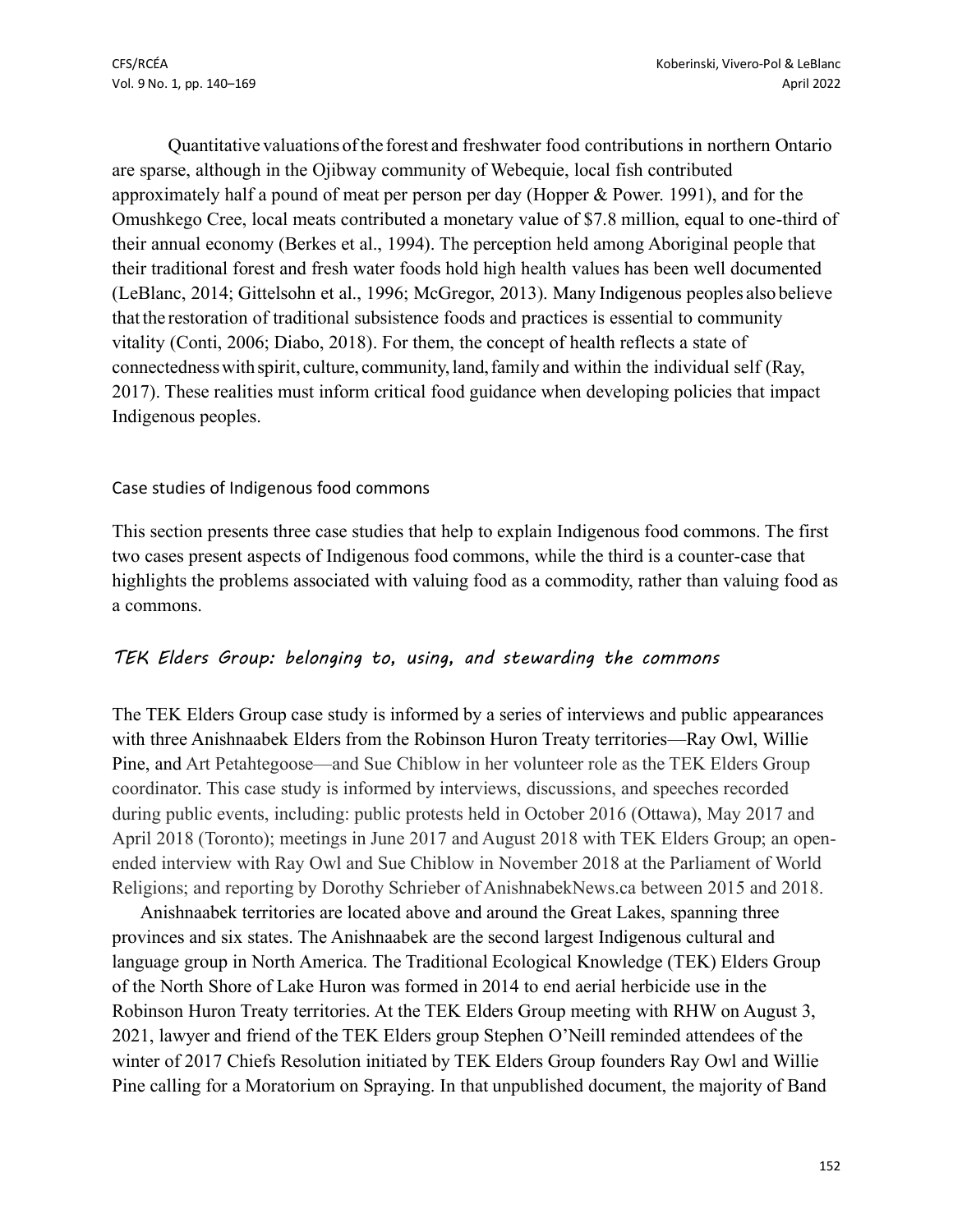Quantitative valuations of the forest and freshwater food contributions in northern Ontario are sparse, although in the Ojibway community of Webequie, local fish contributed approximately half a pound of meat per person per day (Hopper & Power. 1991), and for the Omushkego Cree, local meats contributed a monetary value of $7.8 million, equal to one-third of their annual economy (Berkes et al., 1994). The perception held among Aboriginal people that their traditional forest and fresh water foods hold high health values has been well documented (LeBlanc, 2014; Gittelsohn et al., 1996; McGregor, 2013). Many Indigenous peoples also believe that the restoration of traditional subsistence foods and practices is essential to community vitality (Conti, 2006; Diabo, 2018). For them, the concept of health reflects a state of connectedness with spirit, culture, community, land, family and within the individual self (Ray, 2017). These realities must inform critical food guidance when developing policies that impact Indigenous peoples.

## Case studies of Indigenous food commons

This section presents three case studies that help to explain Indigenous food commons. The first two cases present aspects of Indigenous food commons, while the third is a counter-case that highlights the problems associated with valuing food as a commodity, rather than valuing food as a commons.

### *TEK Elders Group: belonging to, using, and stewarding the commons*

The TEK Elders Group case study is informed by a series of interviews and public appearances with three Anishnaabek Elders from the Robinson Huron Treaty territories—Ray Owl, Willie Pine, and Art Petahtegoose—and Sue Chiblow in her volunteer role as the TEK Elders Group coordinator. This case study is informed by interviews, discussions, and speeches recorded during public events, including: public protests held in October 2016 (Ottawa), May 2017 and April 2018 (Toronto); meetings in June 2017 and August 2018 with TEK Elders Group; an open-ended interview with Ray Owl and Sue Chiblow in November 2018 at the Parliament of World Religions; and reporting by Dorothy Schrieber of AnishnabekNews.ca between 2015 and 2018.

Anishnaabek territories are located above and around the Great Lakes, spanning three provinces and six states. The Anishnaabek are the second largest Indigenous cultural and language group in North America. The Traditional Ecological Knowledge (TEK) Elders Group of the North Shore of Lake Huron was formed in 2014 to end aerial herbicide use in the Robinson Huron Treaty territories. At the TEK Elders Group meeting with RHW on August 3, 2021, lawyer and friend of the TEK Elders group Stephen O'Neill reminded attendees of the winter of 2017 Chiefs Resolution initiated by TEK Elders Group founders Ray Owl and Willie Pine calling for a Moratorium on Spraying. In that unpublished document, the majority of Band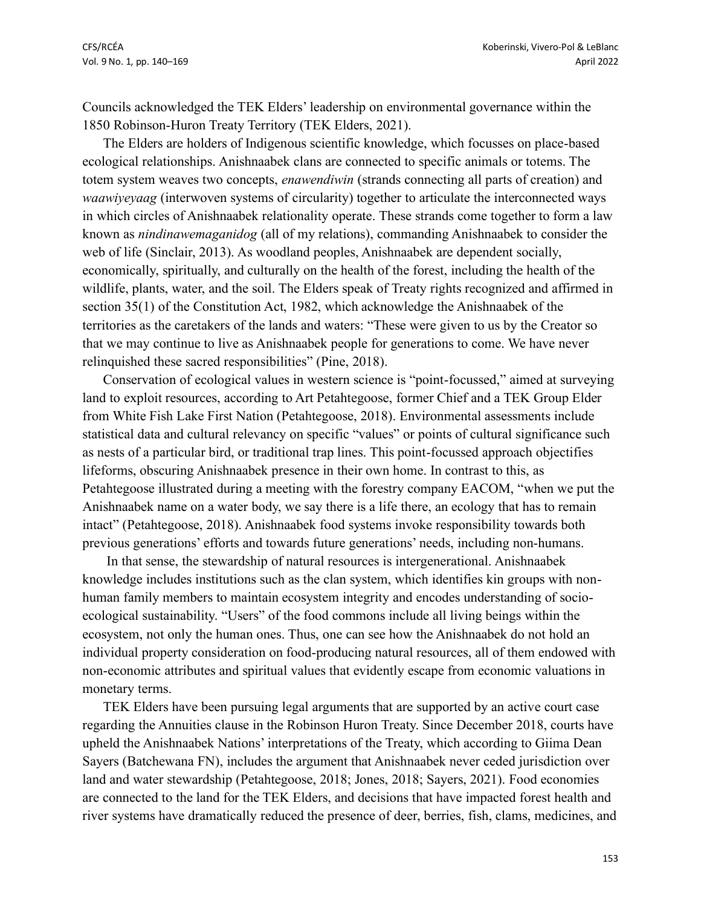Councils acknowledged the TEK Elders' leadership on environmental governance within the 1850 Robinson-Huron Treaty Territory (TEK Elders, 2021).

The Elders are holders of Indigenous scientific knowledge, which focusses on place-based ecological relationships. Anishnaabek clans are connected to specific animals or totems. The totem system weaves two concepts, *enawendiwin* (strands connecting all parts of creation) and *waawiyeyaag* (interwoven systems of circularity) together to articulate the interconnected ways in which circles of Anishnaabek relationality operate. These strands come together to form a law known as *nindinawemaganidog* (all of my relations), commanding Anishnaabek to consider the web of life (Sinclair, 2013). As woodland peoples, Anishnaabek are dependent socially, economically, spiritually, and culturally on the health of the forest, including the health of the wildlife, plants, water, and the soil. The Elders speak of Treaty rights recognized and affirmed in section 35(1) of the Constitution Act, 1982, which acknowledge the Anishnaabek of the territories as the caretakers of the lands and waters: "These were given to us by the Creator so that we may continue to live as Anishnaabek people for generations to come. We have never relinquished these sacred responsibilities" (Pine, 2018).

Conservation of ecological values in western science is "point-focussed," aimed at surveying land to exploit resources, according to Art Petahtegoose, former Chief and a TEK Group Elder from White Fish Lake First Nation (Petahtegoose, 2018). Environmental assessments include statistical data and cultural relevancy on specific "values" or points of cultural significance such as nests of a particular bird, or traditional trap lines. This point-focussed approach objectifies lifeforms, obscuring Anishnaabek presence in their own home. In contrast to this, as Petahtegoose illustrated during a meeting with the forestry company EACOM, "when we put the Anishnaabek name on a water body, we say there is a life there, an ecology that has to remain intact" (Petahtegoose, 2018). Anishnaabek food systems invoke responsibility towards both previous generations' efforts and towards future generations' needs, including non-humans.

In that sense, the stewardship of natural resources is intergenerational. Anishnaabek knowledge includes institutions such as the clan system, which identifies kin groups with non-human family members to maintain ecosystem integrity and encodes understanding of socio-ecological sustainability. "Users" of the food commons include all living beings within the ecosystem, not only the human ones. Thus, one can see how the Anishnaabek do not hold an individual property consideration on food-producing natural resources, all of them endowed with non-economic attributes and spiritual values that evidently escape from economic valuations in monetary terms.

TEK Elders have been pursuing legal arguments that are supported by an active court case regarding the Annuities clause in the Robinson Huron Treaty. Since December 2018, courts have upheld the Anishnaabek Nations' interpretations of the Treaty, which according to Giima Dean Sayers (Batchewana FN), includes the argument that Anishnaabek never ceded jurisdiction over land and water stewardship (Petahtegoose, 2018; Jones, 2018; Sayers, 2021). Food economies are connected to the land for the TEK Elders, and decisions that have impacted forest health and river systems have dramatically reduced the presence of deer, berries, fish, clams, medicines, and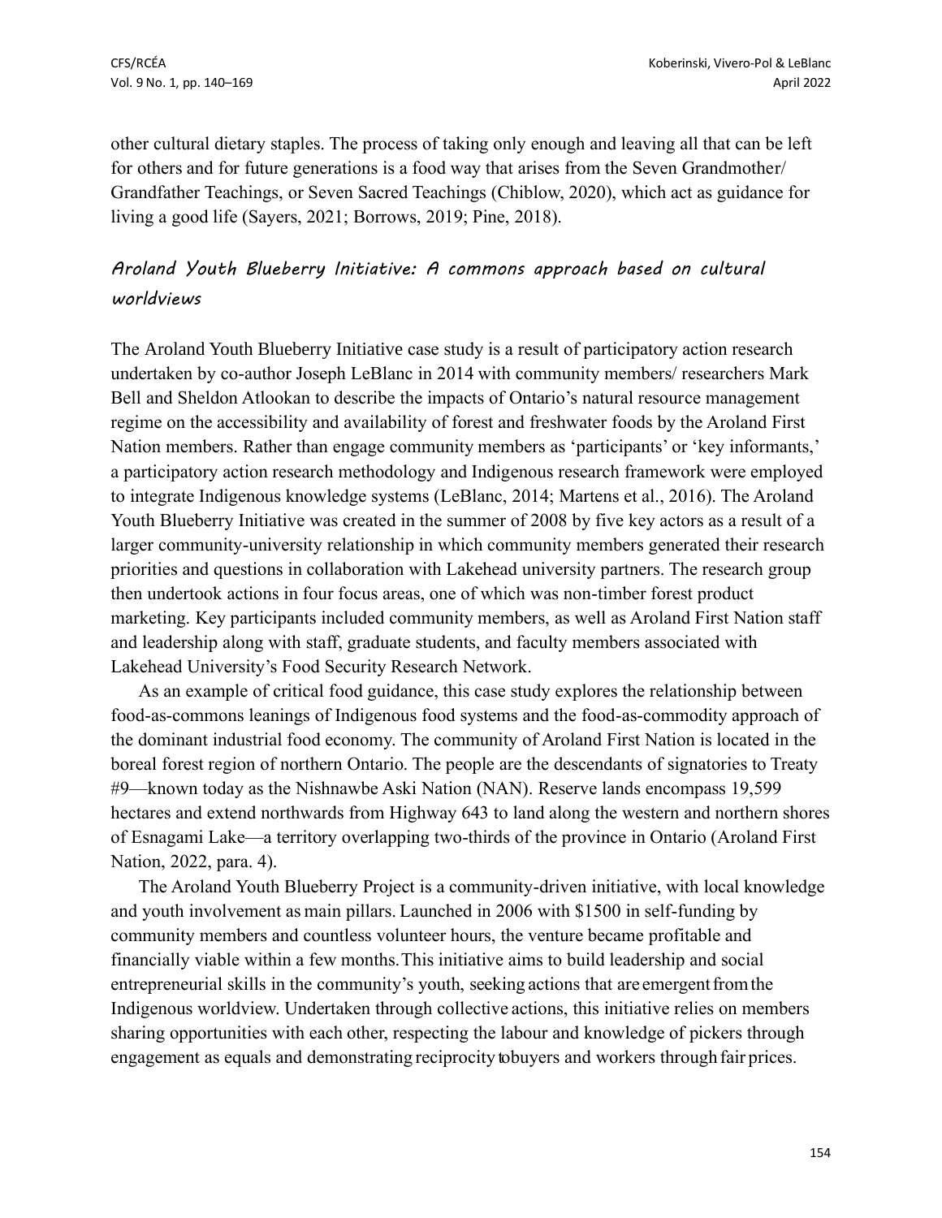other cultural dietary staples. The process of taking only enough and leaving all that can be left for others and for future generations is a food way that arises from the Seven Grandmother/ Grandfather Teachings, or Seven Sacred Teachings (Chiblow, 2020), which act as guidance for living a good life (Sayers, 2021; Borrows, 2019; Pine, 2018).

### *Aroland Youth Blueberry Initiative: A commons approach based on cultural worldviews*

The Aroland Youth Blueberry Initiative case study is a result of participatory action research undertaken by co-author Joseph LeBlanc in 2014 with community members/ researchers Mark Bell and Sheldon Atlookan to describe the impacts of Ontario's natural resource management regime on the accessibility and availability of forest and freshwater foods by the Aroland First Nation members. Rather than engage community members as 'participants' or 'key informants,' a participatory action research methodology and Indigenous research framework were employed to integrate Indigenous knowledge systems (LeBlanc, 2014; Martens et al., 2016). The Aroland Youth Blueberry Initiative was created in the summer of 2008 by five key actors as a result of a larger community-university relationship in which community members generated their research priorities and questions in collaboration with Lakehead university partners. The research group then undertook actions in four focus areas, one of which was non-timber forest product marketing. Key participants included community members, as well as Aroland First Nation staff and leadership along with staff, graduate students, and faculty members associated with Lakehead University's Food Security Research Network.

As an example of critical food guidance, this case study explores the relationship between food-as-commons leanings of Indigenous food systems and the food-as-commodity approach of the dominant industrial food economy. The community of Aroland First Nation is located in the boreal forest region of northern Ontario. The people are the descendants of signatories to Treaty #9—known today as the Nishnawbe Aski Nation (NAN). Reserve lands encompass 19,599 hectares and extend northwards from Highway 643 to land along the western and northern shores of Esnagami Lake—a territory overlapping two-thirds of the province in Ontario (Aroland First Nation, 2022, para. 4).

The Aroland Youth Blueberry Project is a community-driven initiative, with local knowledge and youth involvement as main pillars. Launched in 2006 with $1500 in self-funding by community members and countless volunteer hours, the venture became profitable and financially viable within a few months. This initiative aims to build leadership and social entrepreneurial skills in the community's youth, seeking actions that are emergent from the Indigenous worldview. Undertaken through collective actions, this initiative relies on members sharing opportunities with each other, respecting the labour and knowledge of pickers through engagement as equals and demonstrating reciprocity to buyers and workers through fair prices.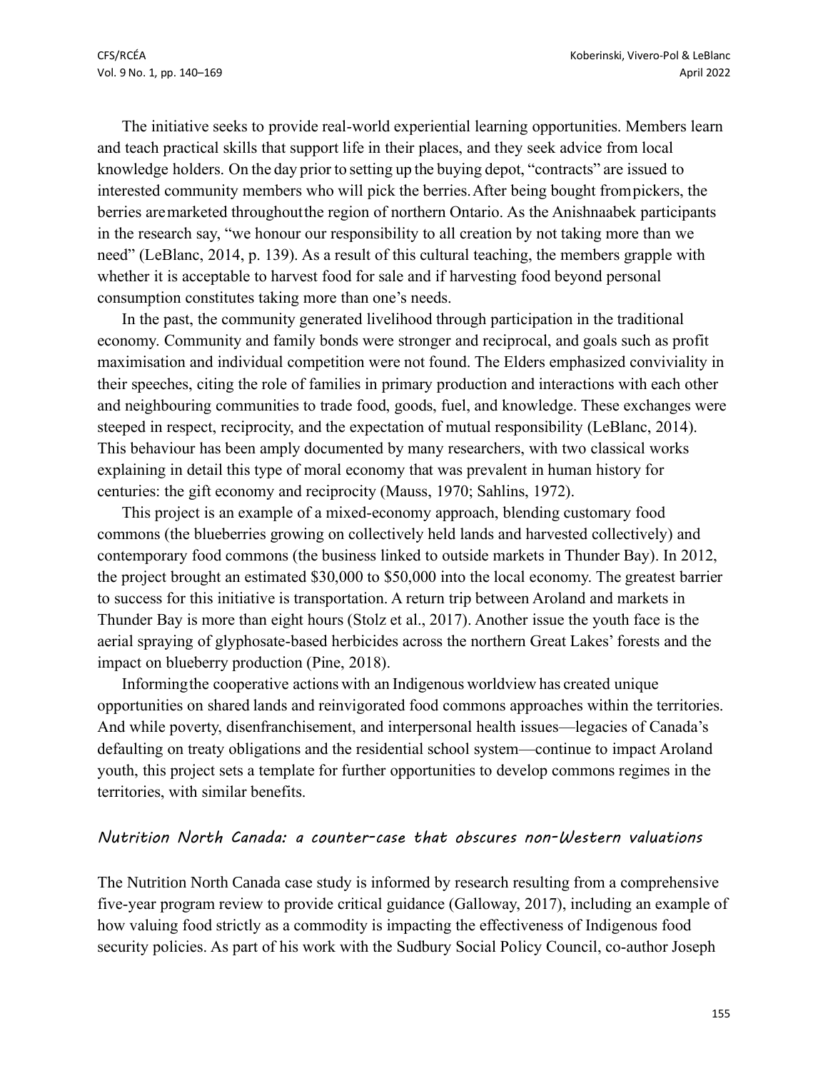The initiative seeks to provide real-world experiential learning opportunities. Members learn and teach practical skills that support life in their places, and they seek advice from local knowledge holders. On the day prior to setting up the buying depot, "contracts" are issued to interested community members who will pick the berries. After being bought from pickers, the berries are marketed throughout the region of northern Ontario. As the Anishnaabek participants in the research say, "we honour our responsibility to all creation by not taking more than we need" (LeBlanc, 2014, p. 139). As a result of this cultural teaching, the members grapple with whether it is acceptable to harvest food for sale and if harvesting food beyond personal consumption constitutes taking more than one's needs.

In the past, the community generated livelihood through participation in the traditional economy. Community and family bonds were stronger and reciprocal, and goals such as profit maximisation and individual competition were not found. The Elders emphasized conviviality in their speeches, citing the role of families in primary production and interactions with each other and neighbouring communities to trade food, goods, fuel, and knowledge. These exchanges were steeped in respect, reciprocity, and the expectation of mutual responsibility (LeBlanc, 2014). This behaviour has been amply documented by many researchers, with two classical works explaining in detail this type of moral economy that was prevalent in human history for centuries: the gift economy and reciprocity (Mauss, 1970; Sahlins, 1972).

This project is an example of a mixed-economy approach, blending customary food commons (the blueberries growing on collectively held lands and harvested collectively) and contemporary food commons (the business linked to outside markets in Thunder Bay). In 2012, the project brought an estimated $30,000 to $50,000 into the local economy. The greatest barrier to success for this initiative is transportation. A return trip between Aroland and markets in Thunder Bay is more than eight hours (Stolz et al., 2017). Another issue the youth face is the aerial spraying of glyphosate-based herbicides across the northern Great Lakes' forests and the impact on blueberry production (Pine, 2018).

Informing the cooperative actions with an Indigenous worldview has created unique opportunities on shared lands and reinvigorated food commons approaches within the territories. And while poverty, disenfranchisement, and interpersonal health issues—legacies of Canada's defaulting on treaty obligations and the residential school system—continue to impact Aroland youth, this project sets a template for further opportunities to develop commons regimes in the territories, with similar benefits.

### *Nutrition North Canada: a counter-case that obscures non-Western valuations*

The Nutrition North Canada case study is informed by research resulting from a comprehensive five-year program review to provide critical guidance (Galloway, 2017), including an example of how valuing food strictly as a commodity is impacting the effectiveness of Indigenous food security policies. As part of his work with the Sudbury Social Policy Council, co-author Joseph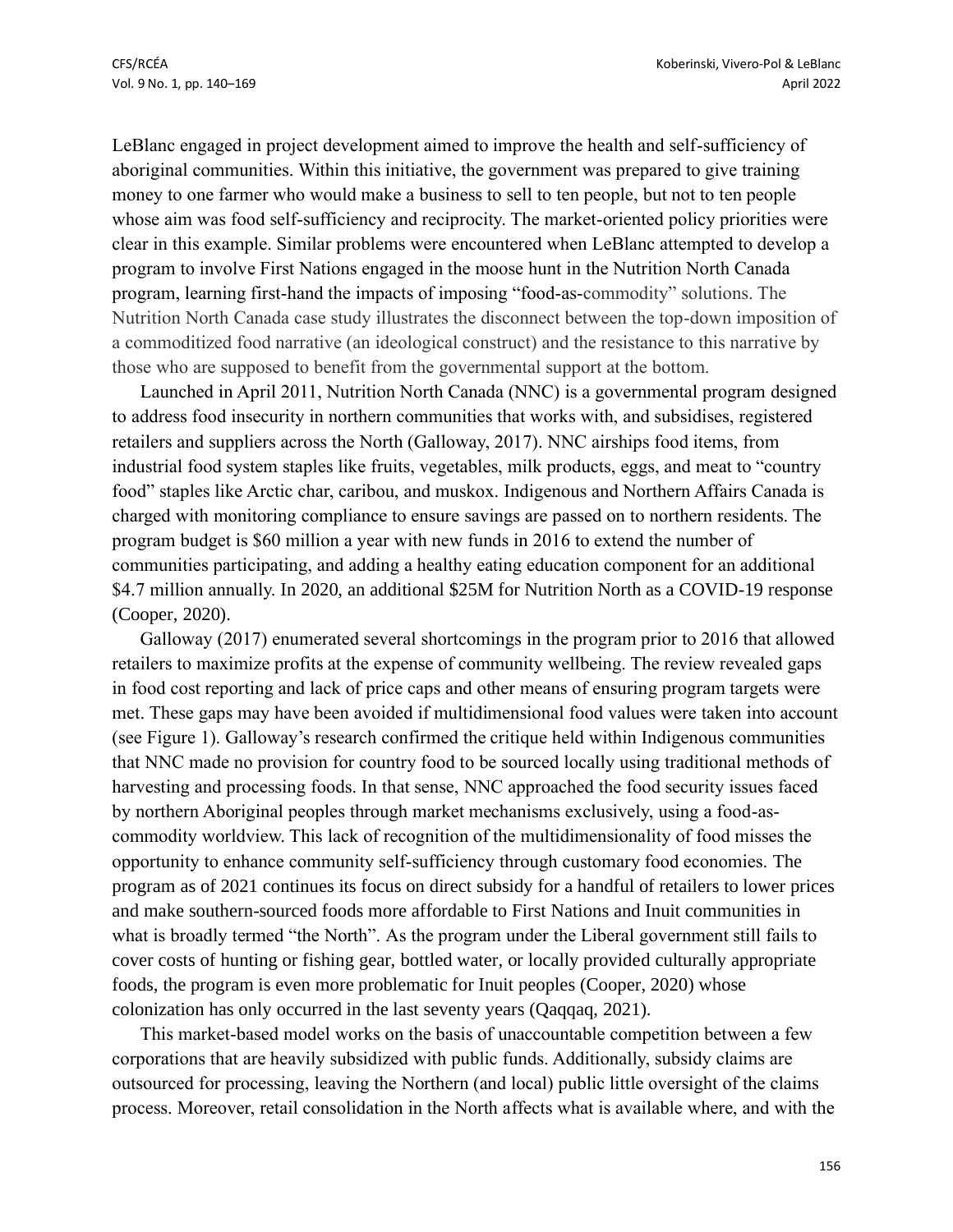LeBlanc engaged in project development aimed to improve the health and self-sufficiency of aboriginal communities. Within this initiative, the government was prepared to give training money to one farmer who would make a business to sell to ten people, but not to ten people whose aim was food self-sufficiency and reciprocity. The market-oriented policy priorities were clear in this example. Similar problems were encountered when LeBlanc attempted to develop a program to involve First Nations engaged in the moose hunt in the Nutrition North Canada program, learning first-hand the impacts of imposing "food-as-commodity" solutions. The Nutrition North Canada case study illustrates the disconnect between the top-down imposition of a commoditized food narrative (an ideological construct) and the resistance to this narrative by those who are supposed to benefit from the governmental support at the bottom.

Launched in April 2011, Nutrition North Canada (NNC) is a governmental program designed to address food insecurity in northern communities that works with, and subsidises, registered retailers and suppliers across the North (Galloway, 2017). NNC airships food items, from industrial food system staples like fruits, vegetables, milk products, eggs, and meat to "country food" staples like Arctic char, caribou, and muskox. Indigenous and Northern Affairs Canada is charged with monitoring compliance to ensure savings are passed on to northern residents. The program budget is $60 million a year with new funds in 2016 to extend the number of communities participating, and adding a healthy eating education component for an additional $4.7 million annually. In 2020, an additional $25M for Nutrition North as a COVID-19 response (Cooper, 2020).

Galloway (2017) enumerated several shortcomings in the program prior to 2016 that allowed retailers to maximize profits at the expense of community wellbeing. The review revealed gaps in food cost reporting and lack of price caps and other means of ensuring program targets were met. These gaps may have been avoided if multidimensional food values were taken into account (see Figure 1). Galloway's research confirmed the critique held within Indigenous communities that NNC made no provision for country food to be sourced locally using traditional methods of harvesting and processing foods. In that sense, NNC approached the food security issues faced by northern Aboriginal peoples through market mechanisms exclusively, using a food-as-commodity worldview. This lack of recognition of the multidimensionality of food misses the opportunity to enhance community self-sufficiency through customary food economies. The program as of 2021 continues its focus on direct subsidy for a handful of retailers to lower prices and make southern-sourced foods more affordable to First Nations and Inuit communities in what is broadly termed "the North". As the program under the Liberal government still fails to cover costs of hunting or fishing gear, bottled water, or locally provided culturally appropriate foods, the program is even more problematic for Inuit peoples (Cooper, 2020) whose colonization has only occurred in the last seventy years (Qaqqaq, 2021).

This market-based model works on the basis of unaccountable competition between a few corporations that are heavily subsidized with public funds. Additionally, subsidy claims are outsourced for processing, leaving the Northern (and local) public little oversight of the claims process. Moreover, retail consolidation in the North affects what is available where, and with the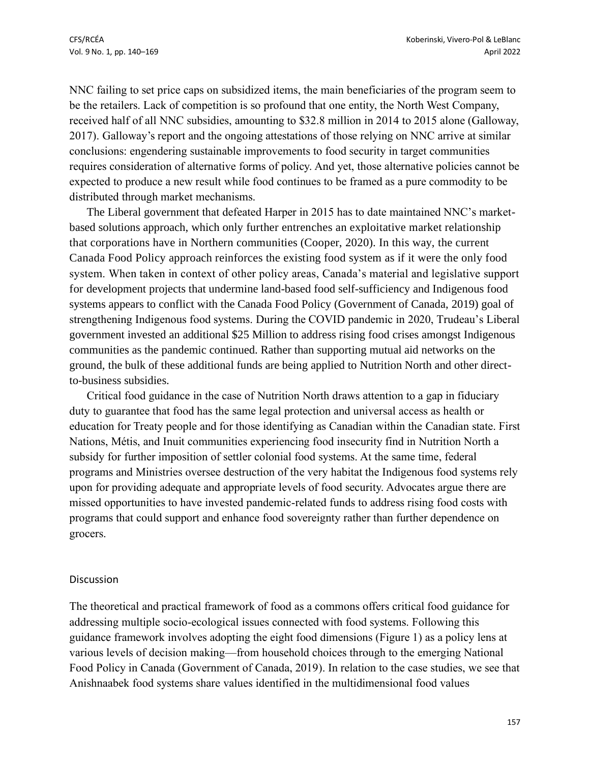NNC failing to set price caps on subsidized items, the main beneficiaries of the program seem to be the retailers. Lack of competition is so profound that one entity, the North West Company, received half of all NNC subsidies, amounting to $32.8 million in 2014 to 2015 alone (Galloway, 2017). Galloway's report and the ongoing attestations of those relying on NNC arrive at similar conclusions: engendering sustainable improvements to food security in target communities requires consideration of alternative forms of policy. And yet, those alternative policies cannot be expected to produce a new result while food continues to be framed as a pure commodity to be distributed through market mechanisms.

The Liberal government that defeated Harper in 2015 has to date maintained NNC's market-based solutions approach, which only further entrenches an exploitative market relationship that corporations have in Northern communities (Cooper, 2020). In this way, the current Canada Food Policy approach reinforces the existing food system as if it were the only food system. When taken in context of other policy areas, Canada's material and legislative support for development projects that undermine land-based food self-sufficiency and Indigenous food systems appears to conflict with the Canada Food Policy (Government of Canada, 2019) goal of strengthening Indigenous food systems. During the COVID pandemic in 2020, Trudeau's Liberal government invested an additional $25 Million to address rising food crises amongst Indigenous communities as the pandemic continued. Rather than supporting mutual aid networks on the ground, the bulk of these additional funds are being applied to Nutrition North and other direct-to-business subsidies.

Critical food guidance in the case of Nutrition North draws attention to a gap in fiduciary duty to guarantee that food has the same legal protection and universal access as health or education for Treaty people and for those identifying as Canadian within the Canadian state. First Nations, Métis, and Inuit communities experiencing food insecurity find in Nutrition North a subsidy for further imposition of settler colonial food systems. At the same time, federal programs and Ministries oversee destruction of the very habitat the Indigenous food systems rely upon for providing adequate and appropriate levels of food security. Advocates argue there are missed opportunities to have invested pandemic-related funds to address rising food costs with programs that could support and enhance food sovereignty rather than further dependence on grocers.

## Discussion

The theoretical and practical framework of food as a commons offers critical food guidance for addressing multiple socio-ecological issues connected with food systems. Following this guidance framework involves adopting the eight food dimensions (Figure 1) as a policy lens at various levels of decision making—from household choices through to the emerging National Food Policy in Canada (Government of Canada, 2019). In relation to the case studies, we see that Anishnaabek food systems share values identified in the multidimensional food values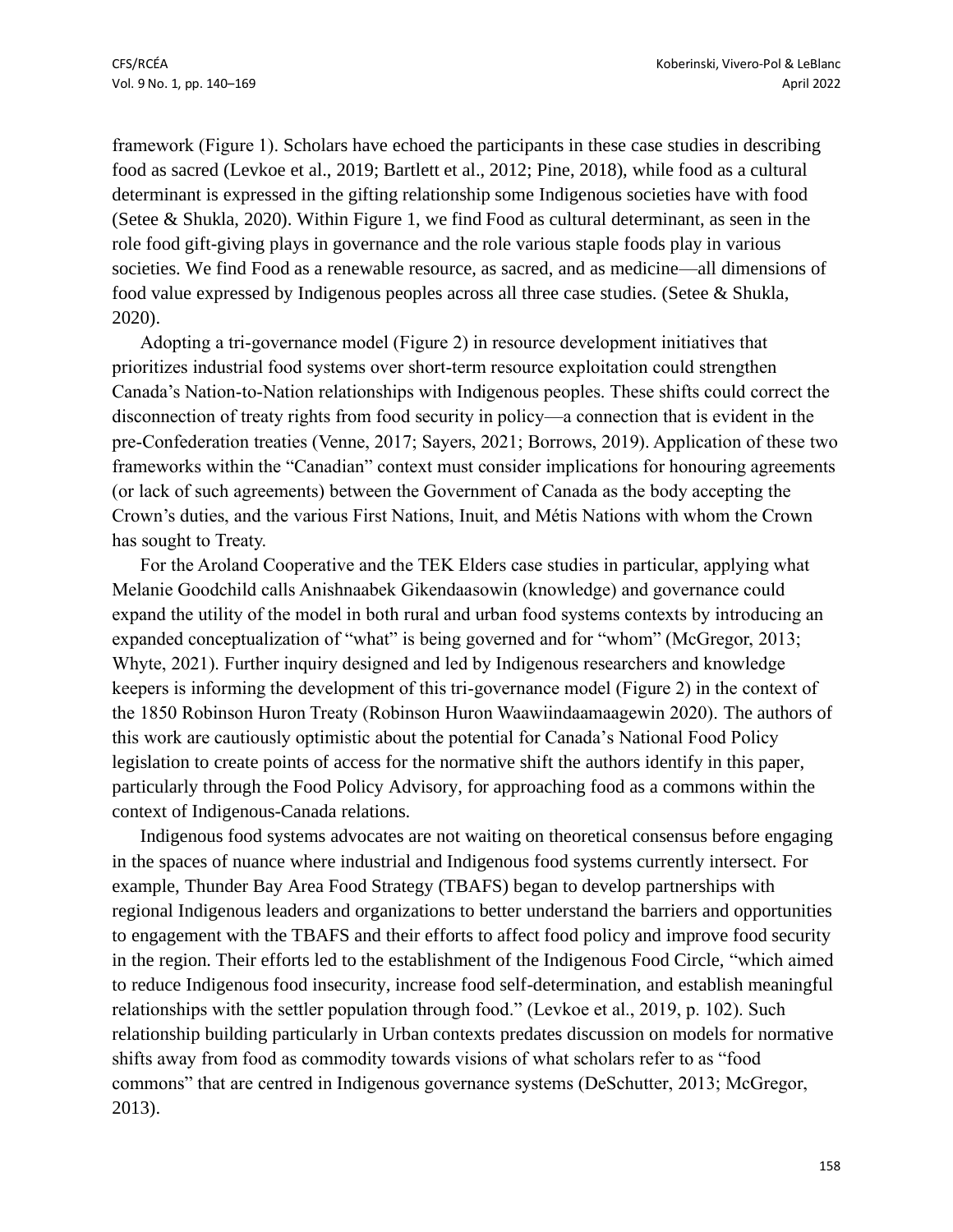framework (Figure 1). Scholars have echoed the participants in these case studies in describing food as sacred (Levkoe et al., 2019; Bartlett et al., 2012; Pine, 2018), while food as a cultural determinant is expressed in the gifting relationship some Indigenous societies have with food (Setee & Shukla, 2020). Within Figure 1, we find Food as cultural determinant, as seen in the role food gift-giving plays in governance and the role various staple foods play in various societies. We find Food as a renewable resource, as sacred, and as medicine—all dimensions of food value expressed by Indigenous peoples across all three case studies. (Setee & Shukla, 2020).

Adopting a tri-governance model (Figure 2) in resource development initiatives that prioritizes industrial food systems over short-term resource exploitation could strengthen Canada's Nation-to-Nation relationships with Indigenous peoples. These shifts could correct the disconnection of treaty rights from food security in policy—a connection that is evident in the pre-Confederation treaties (Venne, 2017; Sayers, 2021; Borrows, 2019). Application of these two frameworks within the "Canadian" context must consider implications for honouring agreements (or lack of such agreements) between the Government of Canada as the body accepting the Crown's duties, and the various First Nations, Inuit, and Métis Nations with whom the Crown has sought to Treaty.

For the Aroland Cooperative and the TEK Elders case studies in particular, applying what Melanie Goodchild calls Anishnaabek Gikendaasowin (knowledge) and governance could expand the utility of the model in both rural and urban food systems contexts by introducing an expanded conceptualization of "what" is being governed and for "whom" (McGregor, 2013; Whyte, 2021). Further inquiry designed and led by Indigenous researchers and knowledge keepers is informing the development of this tri-governance model (Figure 2) in the context of the 1850 Robinson Huron Treaty (Robinson Huron Waawiindaamaagewin 2020). The authors of this work are cautiously optimistic about the potential for Canada's National Food Policy legislation to create points of access for the normative shift the authors identify in this paper, particularly through the Food Policy Advisory, for approaching food as a commons within the context of Indigenous-Canada relations.

Indigenous food systems advocates are not waiting on theoretical consensus before engaging in the spaces of nuance where industrial and Indigenous food systems currently intersect. For example, Thunder Bay Area Food Strategy (TBAFS) began to develop partnerships with regional Indigenous leaders and organizations to better understand the barriers and opportunities to engagement with the TBAFS and their efforts to affect food policy and improve food security in the region. Their efforts led to the establishment of the Indigenous Food Circle, "which aimed to reduce Indigenous food insecurity, increase food self-determination, and establish meaningful relationships with the settler population through food." (Levkoe et al., 2019, p. 102). Such relationship building particularly in Urban contexts predates discussion on models for normative shifts away from food as commodity towards visions of what scholars refer to as "food commons" that are centred in Indigenous governance systems (DeSchutter, 2013; McGregor, 2013).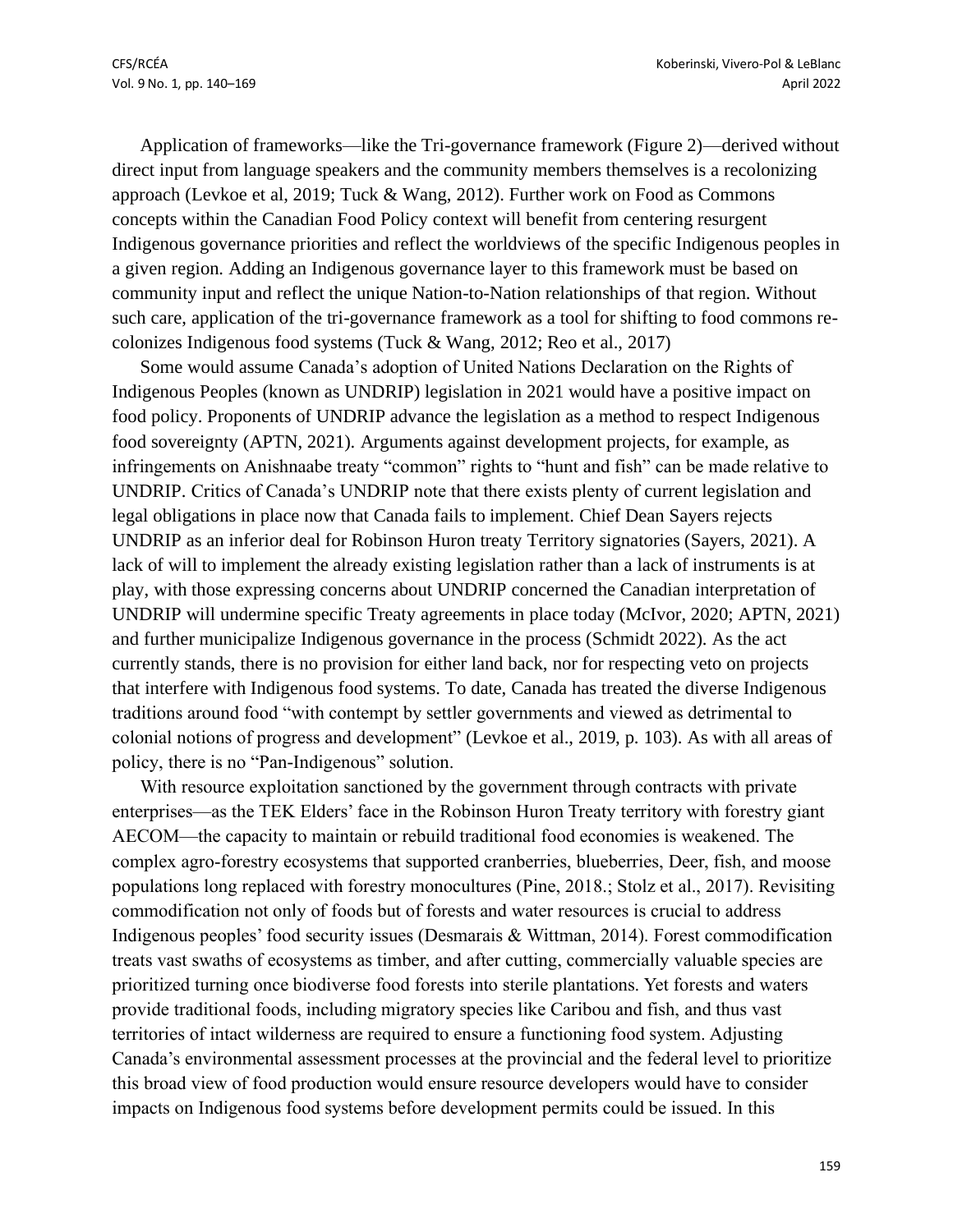Application of frameworks—like the Tri-governance framework (Figure 2)—derived without direct input from language speakers and the community members themselves is a recolonizing approach (Levkoe et al, 2019; Tuck & Wang, 2012). Further work on Food as Commons concepts within the Canadian Food Policy context will benefit from centering resurgent Indigenous governance priorities and reflect the worldviews of the specific Indigenous peoples in a given region. Adding an Indigenous governance layer to this framework must be based on community input and reflect the unique Nation-to-Nation relationships of that region. Without such care, application of the tri-governance framework as a tool for shifting to food commons re-colonizes Indigenous food systems (Tuck & Wang, 2012; Reo et al., 2017)

Some would assume Canada's adoption of United Nations Declaration on the Rights of Indigenous Peoples (known as UNDRIP) legislation in 2021 would have a positive impact on food policy. Proponents of UNDRIP advance the legislation as a method to respect Indigenous food sovereignty (APTN, 2021). Arguments against development projects, for example, as infringements on Anishnaabe treaty "common" rights to "hunt and fish" can be made relative to UNDRIP. Critics of Canada's UNDRIP note that there exists plenty of current legislation and legal obligations in place now that Canada fails to implement. Chief Dean Sayers rejects UNDRIP as an inferior deal for Robinson Huron treaty Territory signatories (Sayers, 2021). A lack of will to implement the already existing legislation rather than a lack of instruments is at play, with those expressing concerns about UNDRIP concerned the Canadian interpretation of UNDRIP will undermine specific Treaty agreements in place today (McIvor, 2020; APTN, 2021) and further municipalize Indigenous governance in the process (Schmidt 2022). As the act currently stands, there is no provision for either land back, nor for respecting veto on projects that interfere with Indigenous food systems. To date, Canada has treated the diverse Indigenous traditions around food "with contempt by settler governments and viewed as detrimental to colonial notions of progress and development" (Levkoe et al., 2019, p. 103). As with all areas of policy, there is no "Pan-Indigenous" solution.

With resource exploitation sanctioned by the government through contracts with private enterprises—as the TEK Elders' face in the Robinson Huron Treaty territory with forestry giant AECOM—the capacity to maintain or rebuild traditional food economies is weakened. The complex agro-forestry ecosystems that supported cranberries, blueberries, Deer, fish, and moose populations long replaced with forestry monocultures (Pine, 2018.; Stolz et al., 2017). Revisiting commodification not only of foods but of forests and water resources is crucial to address Indigenous peoples' food security issues (Desmarais & Wittman, 2014). Forest commodification treats vast swaths of ecosystems as timber, and after cutting, commercially valuable species are prioritized turning once biodiverse food forests into sterile plantations. Yet forests and waters provide traditional foods, including migratory species like Caribou and fish, and thus vast territories of intact wilderness are required to ensure a functioning food system. Adjusting Canada's environmental assessment processes at the provincial and the federal level to prioritize this broad view of food production would ensure resource developers would have to consider impacts on Indigenous food systems before development permits could be issued. In this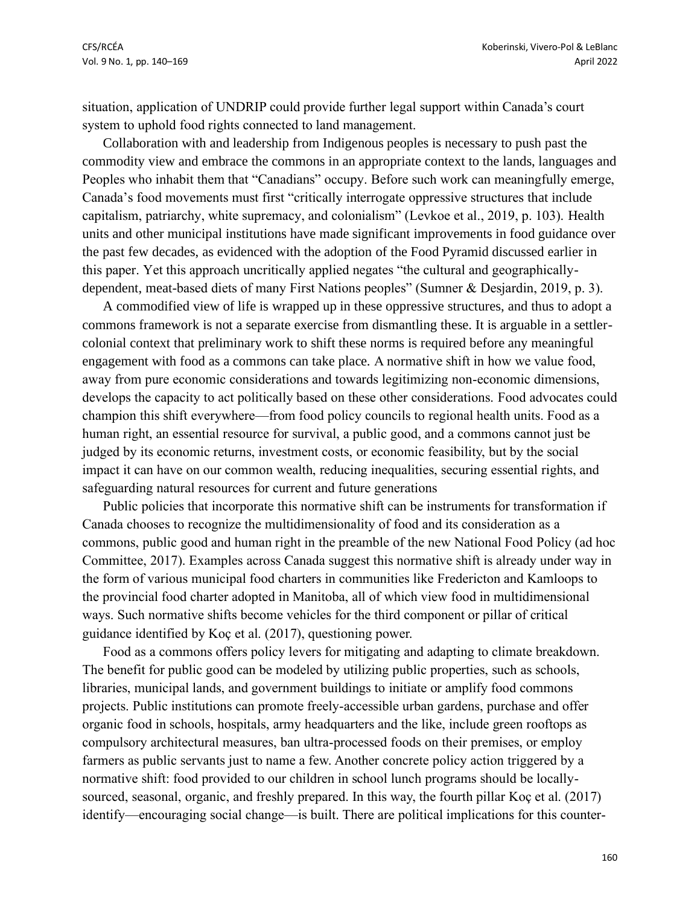situation, application of UNDRIP could provide further legal support within Canada's court system to uphold food rights connected to land management.

Collaboration with and leadership from Indigenous peoples is necessary to push past the commodity view and embrace the commons in an appropriate context to the lands, languages and Peoples who inhabit them that "Canadians" occupy. Before such work can meaningfully emerge, Canada's food movements must first "critically interrogate oppressive structures that include capitalism, patriarchy, white supremacy, and colonialism" (Levkoe et al., 2019, p. 103). Health units and other municipal institutions have made significant improvements in food guidance over the past few decades, as evidenced with the adoption of the Food Pyramid discussed earlier in this paper. Yet this approach uncritically applied negates "the cultural and geographically-dependent, meat-based diets of many First Nations peoples" (Sumner & Desjardin, 2019, p. 3).

A commodified view of life is wrapped up in these oppressive structures, and thus to adopt a commons framework is not a separate exercise from dismantling these. It is arguable in a settler-colonial context that preliminary work to shift these norms is required before any meaningful engagement with food as a commons can take place. A normative shift in how we value food, away from pure economic considerations and towards legitimizing non-economic dimensions, develops the capacity to act politically based on these other considerations. Food advocates could champion this shift everywhere—from food policy councils to regional health units. Food as a human right, an essential resource for survival, a public good, and a commons cannot just be judged by its economic returns, investment costs, or economic feasibility, but by the social impact it can have on our common wealth, reducing inequalities, securing essential rights, and safeguarding natural resources for current and future generations

Public policies that incorporate this normative shift can be instruments for transformation if Canada chooses to recognize the multidimensionality of food and its consideration as a commons, public good and human right in the preamble of the new National Food Policy (ad hoc Committee, 2017). Examples across Canada suggest this normative shift is already under way in the form of various municipal food charters in communities like Fredericton and Kamloops to the provincial food charter adopted in Manitoba, all of which view food in multidimensional ways. Such normative shifts become vehicles for the third component or pillar of critical guidance identified by Koç et al. (2017), questioning power.

Food as a commons offers policy levers for mitigating and adapting to climate breakdown. The benefit for public good can be modeled by utilizing public properties, such as schools, libraries, municipal lands, and government buildings to initiate or amplify food commons projects. Public institutions can promote freely-accessible urban gardens, purchase and offer organic food in schools, hospitals, army headquarters and the like, include green rooftops as compulsory architectural measures, ban ultra-processed foods on their premises, or employ farmers as public servants just to name a few. Another concrete policy action triggered by a normative shift: food provided to our children in school lunch programs should be locally-sourced, seasonal, organic, and freshly prepared. In this way, the fourth pillar Koç et al. (2017) identify—encouraging social change—is built. There are political implications for this counter-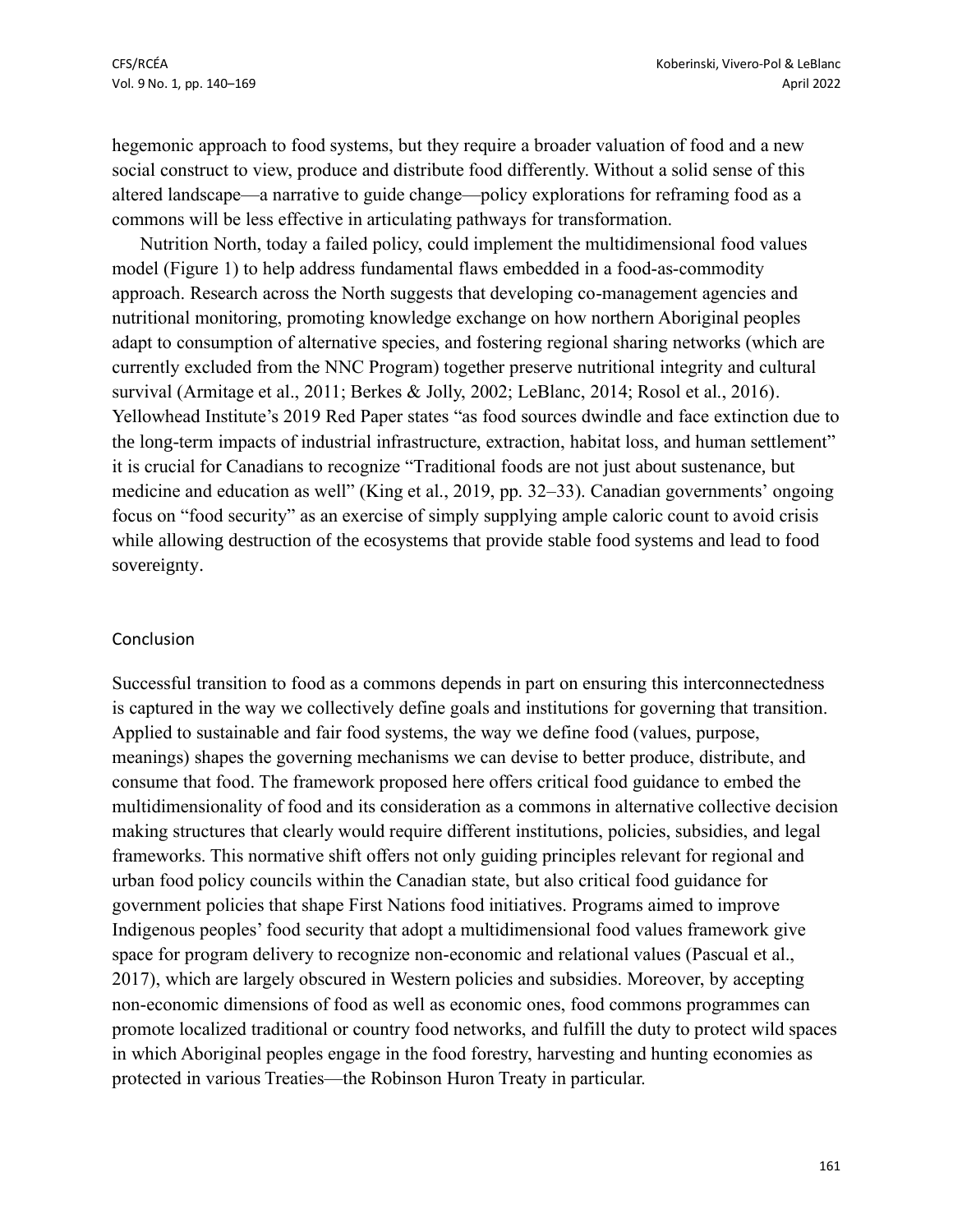hegemonic approach to food systems, but they require a broader valuation of food and a new social construct to view, produce and distribute food differently. Without a solid sense of this altered landscape—a narrative to guide change—policy explorations for reframing food as a commons will be less effective in articulating pathways for transformation.

Nutrition North, today a failed policy, could implement the multidimensional food values model (Figure 1) to help address fundamental flaws embedded in a food-as-commodity approach. Research across the North suggests that developing co-management agencies and nutritional monitoring, promoting knowledge exchange on how northern Aboriginal peoples adapt to consumption of alternative species, and fostering regional sharing networks (which are currently excluded from the NNC Program) together preserve nutritional integrity and cultural survival (Armitage et al., 2011; Berkes & Jolly, 2002; LeBlanc, 2014; Rosol et al., 2016). Yellowhead Institute's 2019 Red Paper states "as food sources dwindle and face extinction due to the long-term impacts of industrial infrastructure, extraction, habitat loss, and human settlement" it is crucial for Canadians to recognize "Traditional foods are not just about sustenance, but medicine and education as well" (King et al., 2019, pp. 32–33). Canadian governments' ongoing focus on "food security" as an exercise of simply supplying ample caloric count to avoid crisis while allowing destruction of the ecosystems that provide stable food systems and lead to food sovereignty.

## Conclusion

Successful transition to food as a commons depends in part on ensuring this interconnectedness is captured in the way we collectively define goals and institutions for governing that transition. Applied to sustainable and fair food systems, the way we define food (values, purpose, meanings) shapes the governing mechanisms we can devise to better produce, distribute, and consume that food. The framework proposed here offers critical food guidance to embed the multidimensionality of food and its consideration as a commons in alternative collective decision making structures that clearly would require different institutions, policies, subsidies, and legal frameworks. This normative shift offers not only guiding principles relevant for regional and urban food policy councils within the Canadian state, but also critical food guidance for government policies that shape First Nations food initiatives. Programs aimed to improve Indigenous peoples' food security that adopt a multidimensional food values framework give space for program delivery to recognize non-economic and relational values (Pascual et al., 2017), which are largely obscured in Western policies and subsidies. Moreover, by accepting non-economic dimensions of food as well as economic ones, food commons programmes can promote localized traditional or country food networks, and fulfill the duty to protect wild spaces in which Aboriginal peoples engage in the food forestry, harvesting and hunting economies as protected in various Treaties—the Robinson Huron Treaty in particular.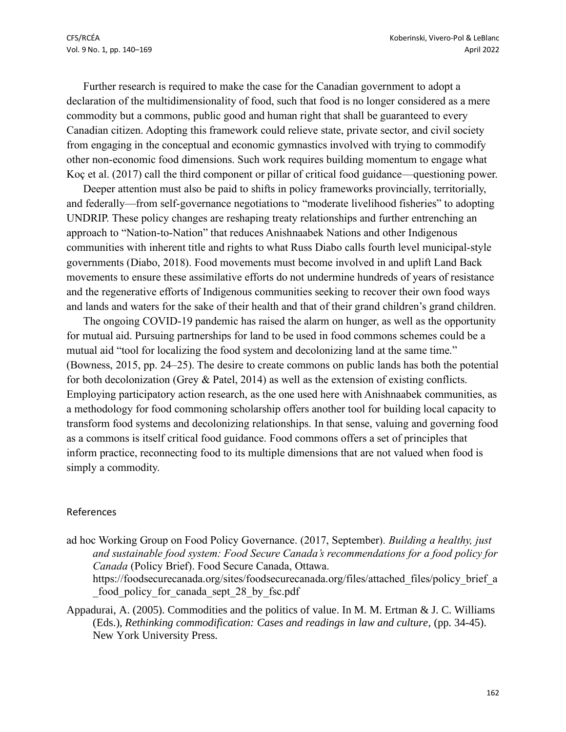Further research is required to make the case for the Canadian government to adopt a declaration of the multidimensionality of food, such that food is no longer considered as a mere commodity but a commons, public good and human right that shall be guaranteed to every Canadian citizen. Adopting this framework could relieve state, private sector, and civil society from engaging in the conceptual and economic gymnastics involved with trying to commodify other non-economic food dimensions. Such work requires building momentum to engage what Koç et al. (2017) call the third component or pillar of critical food guidance—questioning power.

Deeper attention must also be paid to shifts in policy frameworks provincially, territorially, and federally—from self-governance negotiations to "moderate livelihood fisheries" to adopting UNDRIP. These policy changes are reshaping treaty relationships and further entrenching an approach to "Nation-to-Nation" that reduces Anishnaabek Nations and other Indigenous communities with inherent title and rights to what Russ Diabo calls fourth level municipal-style governments (Diabo, 2018). Food movements must become involved in and uplift Land Back movements to ensure these assimilative efforts do not undermine hundreds of years of resistance and the regenerative efforts of Indigenous communities seeking to recover their own food ways and lands and waters for the sake of their health and that of their grand children's grand children.

The ongoing COVID-19 pandemic has raised the alarm on hunger, as well as the opportunity for mutual aid. Pursuing partnerships for land to be used in food commons schemes could be a mutual aid "tool for localizing the food system and decolonizing land at the same time." (Bowness, 2015, pp. 24–25). The desire to create commons on public lands has both the potential for both decolonization (Grey & Patel, 2014) as well as the extension of existing conflicts. Employing participatory action research, as the one used here with Anishnaabek communities, as a methodology for food commoning scholarship offers another tool for building local capacity to transform food systems and decolonizing relationships. In that sense, valuing and governing food as a commons is itself critical food guidance. Food commons offers a set of principles that inform practice, reconnecting food to its multiple dimensions that are not valued when food is simply a commodity.

## References

ad hoc Working Group on Food Policy Governance. (2017, September). *Building a healthy, just and sustainable food system: Food Secure Canada's recommendations for a food policy for Canada* (Policy Brief). Food Secure Canada, Ottawa. https://foodsecurecanada.org/sites/foodsecurecanada.org/files/attached_files/policy_brief_a_food_policy_for_canada_sept_28_by_fsc.pdf

Appadurai, A. (2005). Commodities and the politics of value. In M. M. Ertman & J. C. Williams (Eds.), *Rethinking commodification: Cases and readings in law and culture*, (pp. 34-45). New York University Press.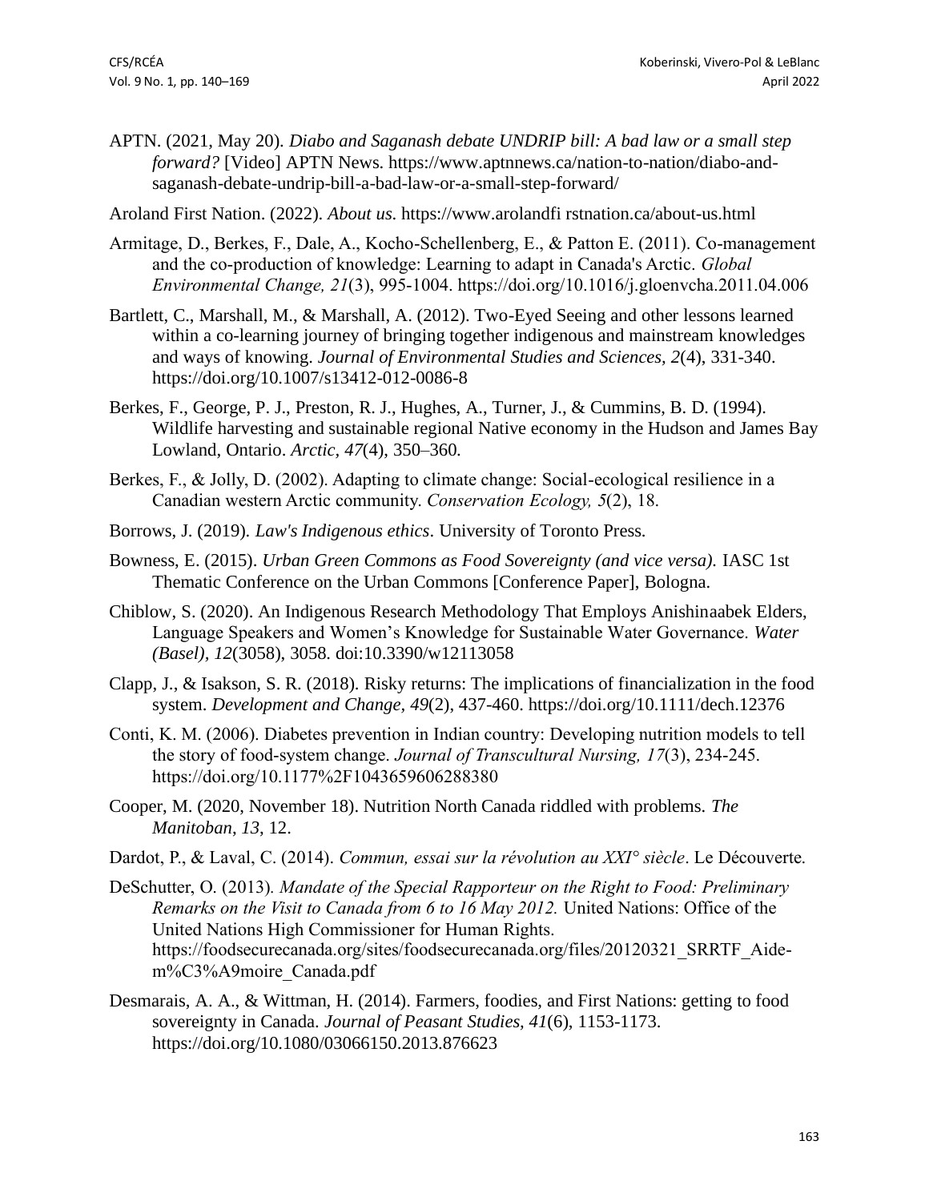APTN. (2021, May 20). *Diabo and Saganash debate UNDRIP bill: A bad law or a small step forward?* [Video] APTN News. https://www.aptnnews.ca/nation-to-nation/diabo-and-saganash-debate-undrip-bill-a-bad-law-or-a-small-step-forward/

Aroland First Nation. (2022). *About us*. https://www.arolandfi rstnation.ca/about-us.html

Armitage, D., Berkes, F., Dale, A., Kocho-Schellenberg, E., & Patton E. (2011). Co-management and the co-production of knowledge: Learning to adapt in Canada's Arctic. *Global Environmental Change, 21*(3), 995-1004. https://doi.org/10.1016/j.gloenvcha.2011.04.006

Bartlett, C., Marshall, M., & Marshall, A. (2012). Two-Eyed Seeing and other lessons learned within a co-learning journey of bringing together indigenous and mainstream knowledges and ways of knowing. *Journal of Environmental Studies and Sciences, 2*(4), 331-340. https://doi.org/10.1007/s13412-012-0086-8

Berkes, F., George, P. J., Preston, R. J., Hughes, A., Turner, J., & Cummins, B. D. (1994). Wildlife harvesting and sustainable regional Native economy in the Hudson and James Bay Lowland, Ontario. *Arctic, 47*(4), 350–360.

Berkes, F., & Jolly, D. (2002). Adapting to climate change: Social-ecological resilience in a Canadian western Arctic community. *Conservation Ecology, 5*(2), 18.

Borrows, J. (2019). *Law's Indigenous ethics*. University of Toronto Press.

Bowness, E. (2015). *Urban Green Commons as Food Sovereignty (and vice versa).* IASC 1st Thematic Conference on the Urban Commons [Conference Paper], Bologna.

Chiblow, S. (2020). An Indigenous Research Methodology That Employs Anishinaabek Elders, Language Speakers and Women's Knowledge for Sustainable Water Governance. *Water (Basel), 12*(3058), 3058. doi:10.3390/w12113058

Clapp, J., & Isakson, S. R. (2018). Risky returns: The implications of financialization in the food system. *Development and Change, 49*(2), 437-460. https://doi.org/10.1111/dech.12376

Conti, K. M. (2006). Diabetes prevention in Indian country: Developing nutrition models to tell the story of food-system change. *Journal of Transcultural Nursing, 17*(3), 234-245. https://doi.org/10.1177%2F1043659606288380

Cooper, M. (2020, November 18). Nutrition North Canada riddled with problems. *The Manitoban*, *13*, 12.

Dardot, P., & Laval, C. (2014). *Commun, essai sur la révolution au XXI° siècle*. Le Découverte.

DeSchutter, O. (2013). *Mandate of the Special Rapporteur on the Right to Food: Preliminary Remarks on the Visit to Canada from 6 to 16 May 2012.* United Nations: Office of the United Nations High Commissioner for Human Rights. https://foodsecurecanada.org/sites/foodsecurecanada.org/files/20120321_SRRTF_Aide-m%C3%A9moire_Canada.pdf

Desmarais, A. A., & Wittman, H. (2014). Farmers, foodies, and First Nations: getting to food sovereignty in Canada. *Journal of Peasant Studies, 41*(6), 1153-1173. https://doi.org/10.1080/03066150.2013.876623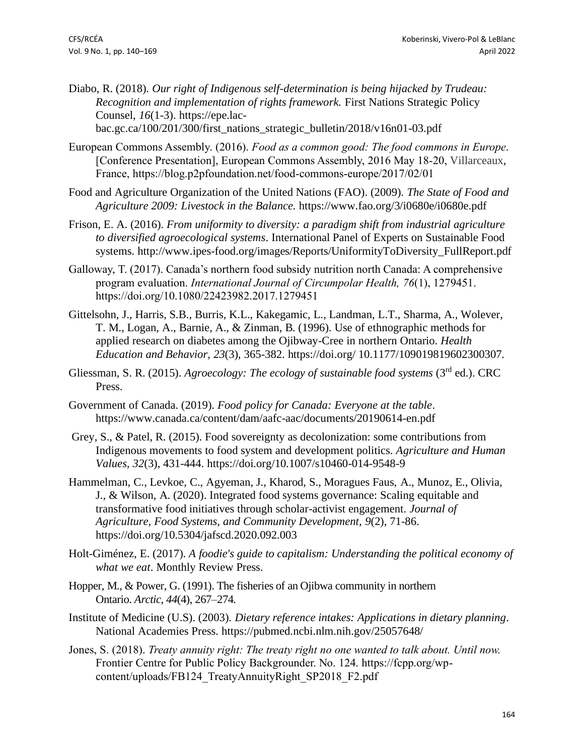Diabo, R. (2018). *Our right of Indigenous self-determination is being hijacked by Trudeau: Recognition and implementation of rights framework.* First Nations Strategic Policy Counsel, *16*(1-3). https://epe.lac-bac.gc.ca/100/201/300/first_nations_strategic_bulletin/2018/v16n01-03.pdf

European Commons Assembly. (2016). *Food as a common good: The food commons in Europe*. [Conference Presentation], European Commons Assembly, 2016 May 18-20, Villarceaux, France, https://blog.p2pfoundation.net/food-commons-europe/2017/02/01

Food and Agriculture Organization of the United Nations (FAO). (2009). *The State of Food and Agriculture 2009: Livestock in the Balance.* https://www.fao.org/3/i0680e/i0680e.pdf

Frison, E. A. (2016). *From uniformity to diversity: a paradigm shift from industrial agriculture to diversified agroecological systems*. International Panel of Experts on Sustainable Food systems. http://www.ipes-food.org/images/Reports/UniformityToDiversity_FullReport.pdf

Galloway, T. (2017). Canada's northern food subsidy nutrition north Canada: A comprehensive program evaluation. *International Journal of Circumpolar Health, 76*(1), 1279451. https://doi.org/10.1080/22423982.2017.1279451

Gittelsohn, J., Harris, S.B., Burris, K.L., Kakegamic, L., Landman, L.T., Sharma, A., Wolever, T. M., Logan, A., Barnie, A., & Zinman, B. (1996). Use of ethnographic methods for applied research on diabetes among the Ojibway-Cree in northern Ontario. *Health Education and Behavior*, *23*(3), 365-382. https://doi.org/ 10.1177/109019819602300307.

Gliessman, S. R. (2015). *Agroecology: The ecology of sustainable food systems* (3rd ed.). CRC Press.

Government of Canada. (2019). *Food policy for Canada: Everyone at the table*. https://www.canada.ca/content/dam/aafc-aac/documents/20190614-en.pdf

Grey, S., & Patel, R. (2015). Food sovereignty as decolonization: some contributions from Indigenous movements to food system and development politics. *Agriculture and Human Values, 32*(3), 431-444. https://doi.org/10.1007/s10460-014-9548-9

Hammelman, C., Levkoe, C., Agyeman, J., Kharod, S., Moragues Faus, A., Munoz, E., Olivia, J., & Wilson, A. (2020). Integrated food systems governance: Scaling equitable and transformative food initiatives through scholar-activist engagement. *Journal of Agriculture, Food Systems, and Community Development, 9*(2), 71-86. https://doi.org/10.5304/jafscd.2020.092.003

Holt-Giménez, E. (2017). *A foodie's guide to capitalism: Understanding the political economy of what we eat*. Monthly Review Press.

Hopper, M., & Power, G. (1991). The fisheries of an Ojibwa community in northern Ontario. *Arctic*, *44*(4), 267–274.

Institute of Medicine (U.S). (2003). *Dietary reference intakes: Applications in dietary planning*. National Academies Press. https://pubmed.ncbi.nlm.nih.gov/25057648/

Jones, S. (2018). *Treaty annuity right: The treaty right no one wanted to talk about. Until now.* Frontier Centre for Public Policy Backgrounder. No. 124. https://fcpp.org/wp-content/uploads/FB124_TreatyAnnuityRight_SP2018_F2.pdf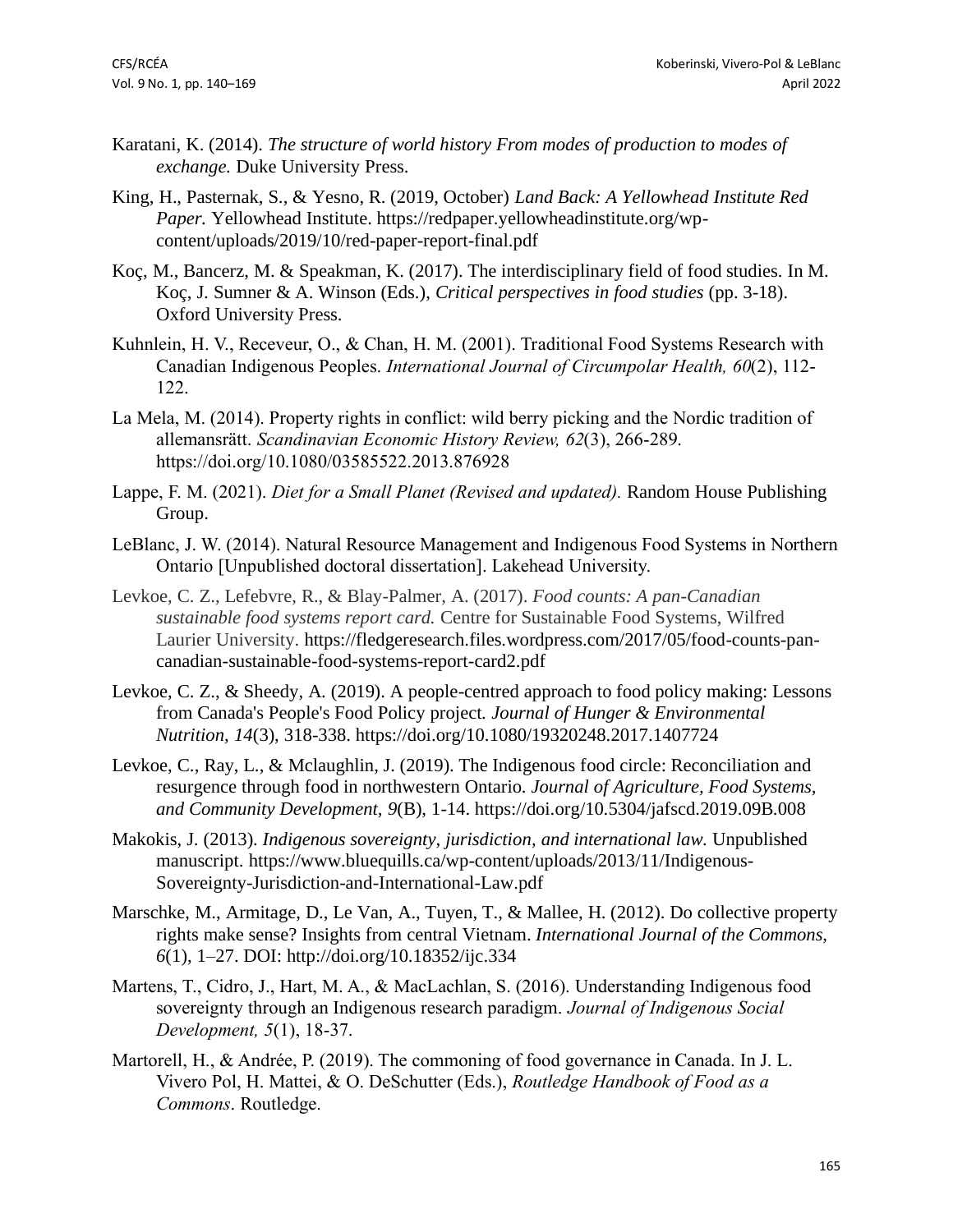Karatani, K. (2014). *The structure of world history From modes of production to modes of exchange.* Duke University Press.

King, H., Pasternak, S., & Yesno, R. (2019, October) *Land Back: A Yellowhead Institute Red Paper.* Yellowhead Institute. https://redpaper.yellowheadinstitute.org/wp-content/uploads/2019/10/red-paper-report-final.pdf

Koç, M., Bancerz, M. & Speakman, K. (2017). The interdisciplinary field of food studies. In M. Koç, J. Sumner & A. Winson (Eds.), *Critical perspectives in food studies* (pp. 3-18). Oxford University Press.

Kuhnlein, H. V., Receveur, O., & Chan, H. M. (2001). Traditional Food Systems Research with Canadian Indigenous Peoples. *International Journal of Circumpolar Health, 60*(2), 112-122.

La Mela, M. (2014). Property rights in conflict: wild berry picking and the Nordic tradition of allemansrätt. *Scandinavian Economic History Review, 62*(3), 266-289. https://doi.org/10.1080/03585522.2013.876928

Lappe, F. M. (2021). *Diet for a Small Planet (Revised and updated).* Random House Publishing Group.

LeBlanc, J. W. (2014). Natural Resource Management and Indigenous Food Systems in Northern Ontario [Unpublished doctoral dissertation]. Lakehead University.

Levkoe, C. Z., Lefebvre, R., & Blay-Palmer, A. (2017). *Food counts: A pan-Canadian sustainable food systems report card.* Centre for Sustainable Food Systems, Wilfred Laurier University. https://fledgeresearch.files.wordpress.com/2017/05/food-counts-pan-canadian-sustainable-food-systems-report-card2.pdf

Levkoe, C. Z., & Sheedy, A. (2019). A people-centred approach to food policy making: Lessons from Canada's People's Food Policy project. *Journal of Hunger & Environmental Nutrition, 14*(3), 318-338. https://doi.org/10.1080/19320248.2017.1407724

Levkoe, C., Ray, L., & Mclaughlin, J. (2019). The Indigenous food circle: Reconciliation and resurgence through food in northwestern Ontario. *Journal of Agriculture, Food Systems, and Community Development, 9*(B), 1-14. https://doi.org/10.5304/jafscd.2019.09B.008

Makokis, J. (2013). *Indigenous sovereignty, jurisdiction, and international law.* Unpublished manuscript. https://www.bluequills.ca/wp-content/uploads/2013/11/Indigenous-Sovereignty-Jurisdiction-and-International-Law.pdf

Marschke, M., Armitage, D., Le Van, A., Tuyen, T., & Mallee, H. (2012). Do collective property rights make sense? Insights from central Vietnam. *International Journal of the Commons, 6*(1), 1–27. DOI: http://doi.org/10.18352/ijc.334

Martens, T., Cidro, J., Hart, M. A., & MacLachlan, S. (2016). Understanding Indigenous food sovereignty through an Indigenous research paradigm. *Journal of Indigenous Social Development, 5*(1), 18-37.

Martorell, H., & Andrée, P. (2019). The commoning of food governance in Canada. In J. L. Vivero Pol, H. Mattei, & O. DeSchutter (Eds.), *Routledge Handbook of Food as a Commons*. Routledge.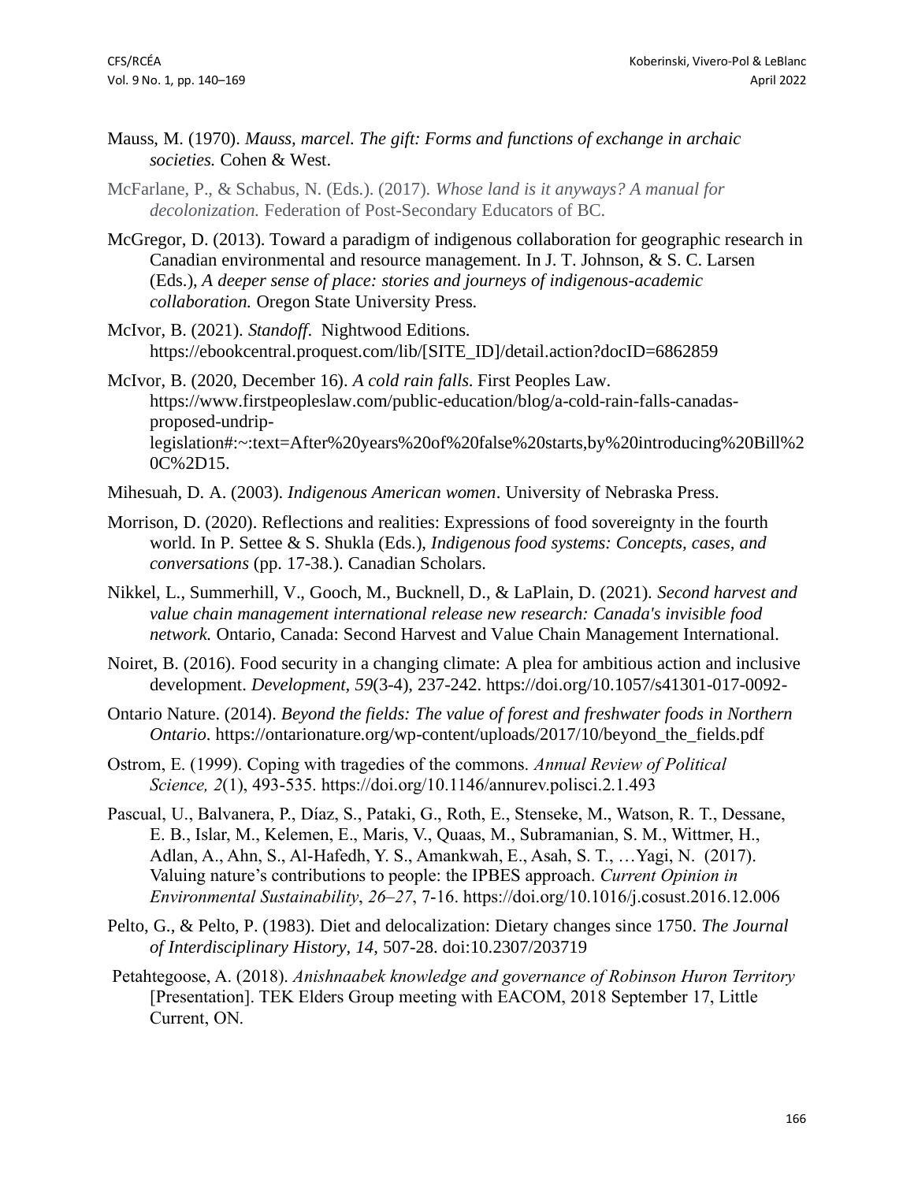Mauss, M. (1970). *Mauss, marcel. The gift: Forms and functions of exchange in archaic societies.* Cohen & West.

McFarlane, P., & Schabus, N. (Eds.). (2017). *Whose land is it anyways? A manual for decolonization.* Federation of Post-Secondary Educators of BC.

McGregor, D. (2013). Toward a paradigm of indigenous collaboration for geographic research in Canadian environmental and resource management. In J. T. Johnson, & S. C. Larsen (Eds.), *A deeper sense of place: stories and journeys of indigenous-academic collaboration.* Oregon State University Press.

McIvor, B. (2021). *Standoff*. Nightwood Editions. https://ebookcentral.proquest.com/lib/[SITE_ID]/detail.action?docID=6862859

McIvor, B. (2020, December 16). *A cold rain falls*. First Peoples Law. https://www.firstpeopleslaw.com/public-education/blog/a-cold-rain-falls-canadas-proposed-undrip-legislation#:~:text=After%20years%20of%20false%20starts,by%20introducing%20Bill%20C%2D15.

Mihesuah, D. A. (2003). *Indigenous American women*. University of Nebraska Press.

Morrison, D. (2020). Reflections and realities: Expressions of food sovereignty in the fourth world. In P. Settee & S. Shukla (Eds.), *Indigenous food systems: Concepts, cases, and conversations* (pp. 17-38.). Canadian Scholars.

Nikkel, L., Summerhill, V., Gooch, M., Bucknell, D., & LaPlain, D. (2021). *Second harvest and value chain management international release new research: Canada's invisible food network.* Ontario, Canada: Second Harvest and Value Chain Management International.

Noiret, B. (2016). Food security in a changing climate: A plea for ambitious action and inclusive development. *Development, 59*(3-4), 237-242. https://doi.org/10.1057/s41301-017-0092-

Ontario Nature. (2014). *Beyond the fields: The value of forest and freshwater foods in Northern Ontario*. https://ontarionature.org/wp-content/uploads/2017/10/beyond_the_fields.pdf

Ostrom, E. (1999). Coping with tragedies of the commons. *Annual Review of Political Science, 2*(1), 493-535. https://doi.org/10.1146/annurev.polisci.2.1.493

Pascual, U., Balvanera, P., Díaz, S., Pataki, G., Roth, E., Stenseke, M., Watson, R. T., Dessane, E. B., Islar, M., Kelemen, E., Maris, V., Quaas, M., Subramanian, S. M., Wittmer, H., Adlan, A., Ahn, S., Al-Hafedh, Y. S., Amankwah, E., Asah, S. T., …Yagi, N. (2017). Valuing nature's contributions to people: the IPBES approach. *Current Opinion in Environmental Sustainability*, *26–27*, 7-16. https://doi.org/10.1016/j.cosust.2016.12.006

Pelto, G., & Pelto, P. (1983). Diet and delocalization: Dietary changes since 1750. *The Journal of Interdisciplinary History, 14*, 507-28. doi:10.2307/203719

Petahtegoose, A. (2018). *Anishnaabek knowledge and governance of Robinson Huron Territory* [Presentation]. TEK Elders Group meeting with EACOM, 2018 September 17, Little Current, ON.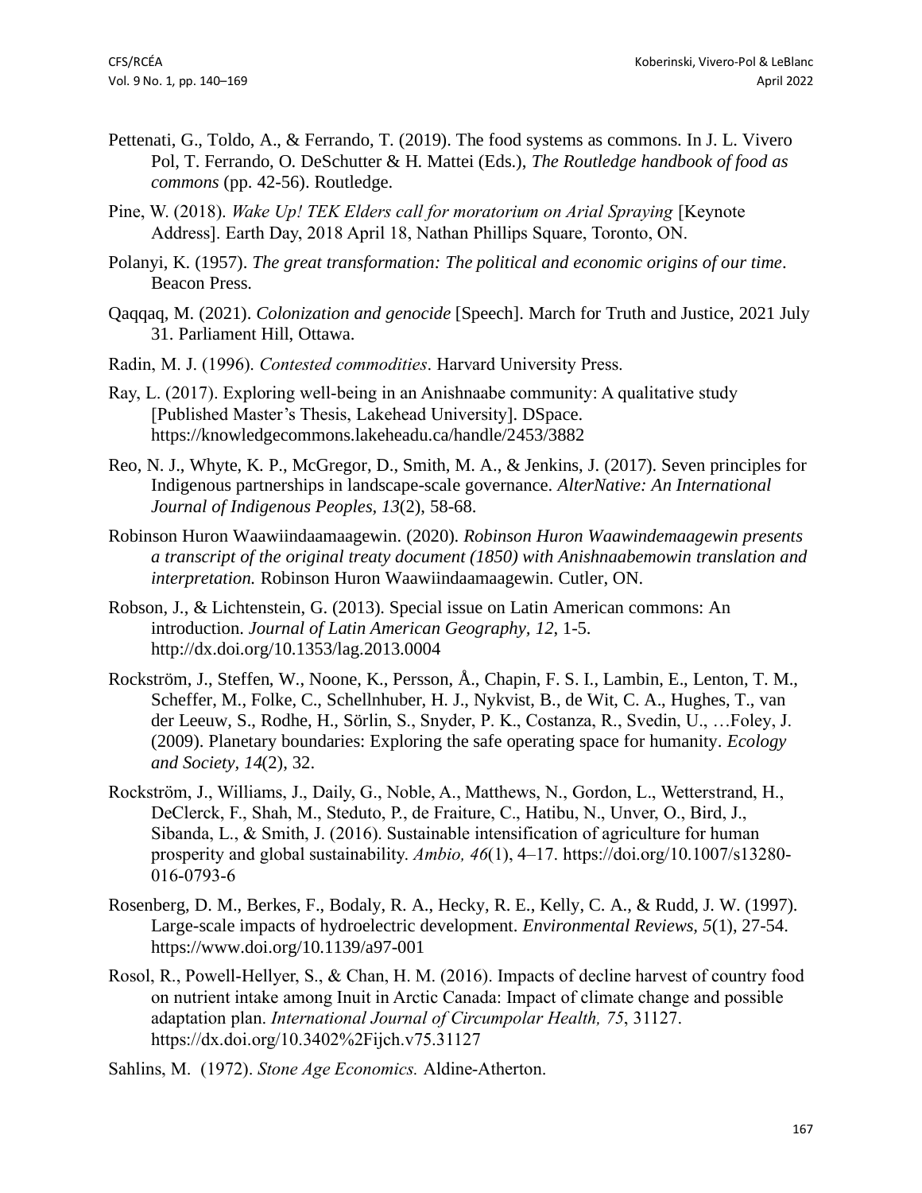Pettenati, G., Toldo, A., & Ferrando, T. (2019). The food systems as commons. In J. L. Vivero Pol, T. Ferrando, O. DeSchutter & H. Mattei (Eds.), *The Routledge handbook of food as commons* (pp. 42-56). Routledge.

Pine, W. (2018). *Wake Up! TEK Elders call for moratorium on Arial Spraying* [Keynote Address]. Earth Day, 2018 April 18, Nathan Phillips Square, Toronto, ON.

Polanyi, K. (1957). *The great transformation: The political and economic origins of our time*. Beacon Press.

Qaqqaq, M. (2021). *Colonization and genocide* [Speech]. March for Truth and Justice, 2021 July 31. Parliament Hill, Ottawa.

Radin, M. J. (1996). *Contested commodities*. Harvard University Press.

Ray, L. (2017). Exploring well-being in an Anishnaabe community: A qualitative study [Published Master's Thesis, Lakehead University]. DSpace. https://knowledgecommons.lakeheadu.ca/handle/2453/3882

Reo, N. J., Whyte, K. P., McGregor, D., Smith, M. A., & Jenkins, J. (2017). Seven principles for Indigenous partnerships in landscape-scale governance. *AlterNative: An International Journal of Indigenous Peoples, 13*(2), 58-68.

Robinson Huron Waawiindaamaagewin. (2020). *Robinson Huron Waawindemaagewin presents a transcript of the original treaty document (1850) with Anishnaabemowin translation and interpretation.* Robinson Huron Waawiindaamaagewin. Cutler, ON.

Robson, J., & Lichtenstein, G. (2013). Special issue on Latin American commons: An introduction. *Journal of Latin American Geography, 12*, 1-5. http://dx.doi.org/10.1353/lag.2013.0004

Rockström, J., Steffen, W., Noone, K., Persson, Å., Chapin, F. S. I., Lambin, E., Lenton, T. M., Scheffer, M., Folke, C., Schellnhuber, H. J., Nykvist, B., de Wit, C. A., Hughes, T., van der Leeuw, S., Rodhe, H., Sörlin, S., Snyder, P. K., Costanza, R., Svedin, U., …Foley, J. (2009). Planetary boundaries: Exploring the safe operating space for humanity. *Ecology and Society*, *14*(2), 32.

Rockström, J., Williams, J., Daily, G., Noble, A., Matthews, N., Gordon, L., Wetterstrand, H., DeClerck, F., Shah, M., Steduto, P., de Fraiture, C., Hatibu, N., Unver, O., Bird, J., Sibanda, L., & Smith, J. (2016). Sustainable intensification of agriculture for human prosperity and global sustainability. *Ambio, 46*(1), 4–17. https://doi.org/10.1007/s13280-016-0793-6

Rosenberg, D. M., Berkes, F., Bodaly, R. A., Hecky, R. E., Kelly, C. A., & Rudd, J. W. (1997). Large-scale impacts of hydroelectric development. *Environmental Reviews, 5*(1), 27-54. https://www.doi.org/10.1139/a97-001

Rosol, R., Powell-Hellyer, S., & Chan, H. M. (2016). Impacts of decline harvest of country food on nutrient intake among Inuit in Arctic Canada: Impact of climate change and possible adaptation plan. *International Journal of Circumpolar Health, 75*, 31127. https://dx.doi.org/10.3402%2Fijch.v75.31127

Sahlins, M. (1972). *Stone Age Economics.* Aldine-Atherton.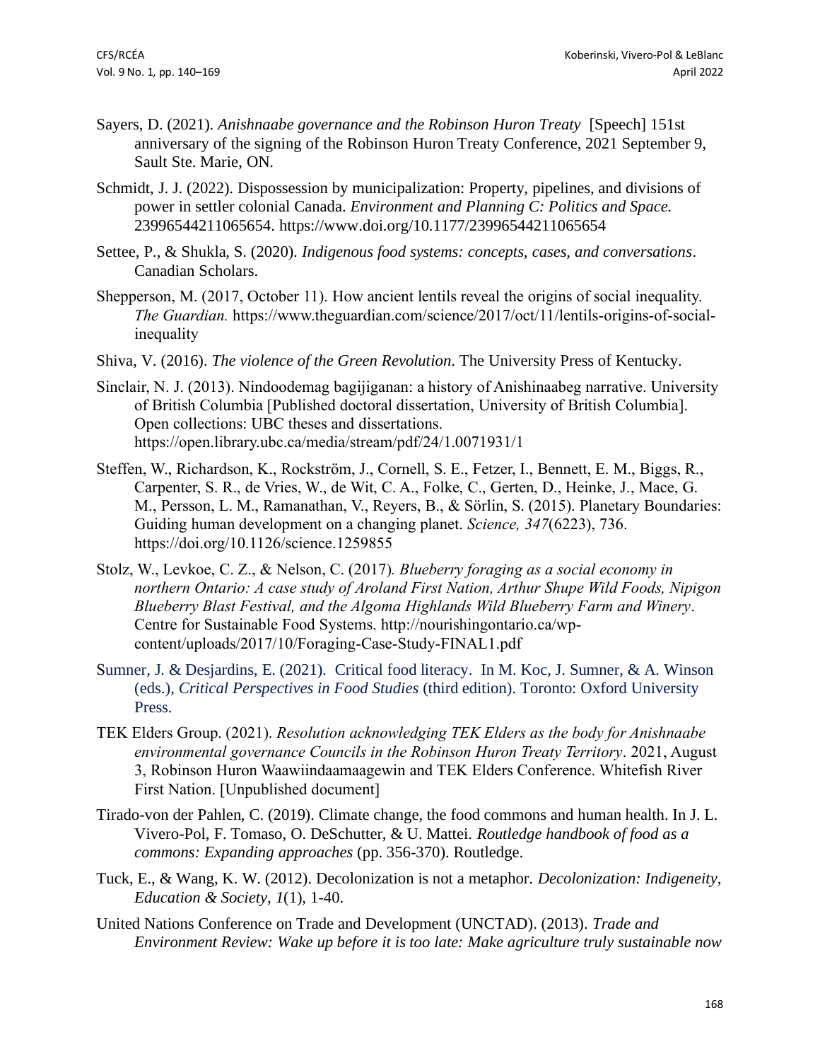Sayers, D. (2021). *Anishnaabe governance and the Robinson Huron Treaty* [Speech] 151st anniversary of the signing of the Robinson Huron Treaty Conference, 2021 September 9, Sault Ste. Marie, ON.

Schmidt, J. J. (2022). Dispossession by municipalization: Property, pipelines, and divisions of power in settler colonial Canada. *Environment and Planning C: Politics and Space.* 23996544211065654. https://www.doi.org/10.1177/23996544211065654

Settee, P., & Shukla, S. (2020). *Indigenous food systems: concepts, cases, and conversations*. Canadian Scholars.

Shepperson, M. (2017, October 11). How ancient lentils reveal the origins of social inequality. *The Guardian.* https://www.theguardian.com/science/2017/oct/11/lentils-origins-of-social-inequality

Shiva, V. (2016). *The violence of the Green Revolution*. The University Press of Kentucky.

Sinclair, N. J. (2013). Nindoodemag bagijiganan: a history of Anishinaabeg narrative. University of British Columbia [Published doctoral dissertation, University of British Columbia]. Open collections: UBC theses and dissertations. https://open.library.ubc.ca/media/stream/pdf/24/1.0071931/1

Steffen, W., Richardson, K., Rockström, J., Cornell, S. E., Fetzer, I., Bennett, E. M., Biggs, R., Carpenter, S. R., de Vries, W., de Wit, C. A., Folke, C., Gerten, D., Heinke, J., Mace, G. M., Persson, L. M., Ramanathan, V., Reyers, B., & Sörlin, S. (2015). Planetary Boundaries: Guiding human development on a changing planet. *Science, 347*(6223), 736. https://doi.org/10.1126/science.1259855

Stolz, W., Levkoe, C. Z., & Nelson, C. (2017). *Blueberry foraging as a social economy in northern Ontario: A case study of Aroland First Nation, Arthur Shupe Wild Foods, Nipigon Blueberry Blast Festival, and the Algoma Highlands Wild Blueberry Farm and Winery*. Centre for Sustainable Food Systems. http://nourishingontario.ca/wp-content/uploads/2017/10/Foraging-Case-Study-FINAL1.pdf

Sumner, J. & Desjardins, E. (2021). Critical food literacy. In M. Koc, J. Sumner, & A. Winson (eds.), *Critical Perspectives in Food Studies* (third edition). Toronto: Oxford University Press.

TEK Elders Group. (2021). *Resolution acknowledging TEK Elders as the body for Anishnaabe environmental governance Councils in the Robinson Huron Treaty Territory*. 2021, August 3, Robinson Huron Waawiindaamaagewin and TEK Elders Conference. Whitefish River First Nation. [Unpublished document]

Tirado-von der Pahlen, C. (2019). Climate change, the food commons and human health. In J. L. Vivero-Pol, F. Tomaso, O. DeSchutter, & U. Mattei. *Routledge handbook of food as a commons: Expanding approaches* (pp. 356-370). Routledge.

Tuck, E., & Wang, K. W. (2012). Decolonization is not a metaphor. *Decolonization: Indigeneity, Education & Society, 1*(1), 1-40.

United Nations Conference on Trade and Development (UNCTAD). (2013). *Trade and Environment Review: Wake up before it is too late: Make agriculture truly sustainable now*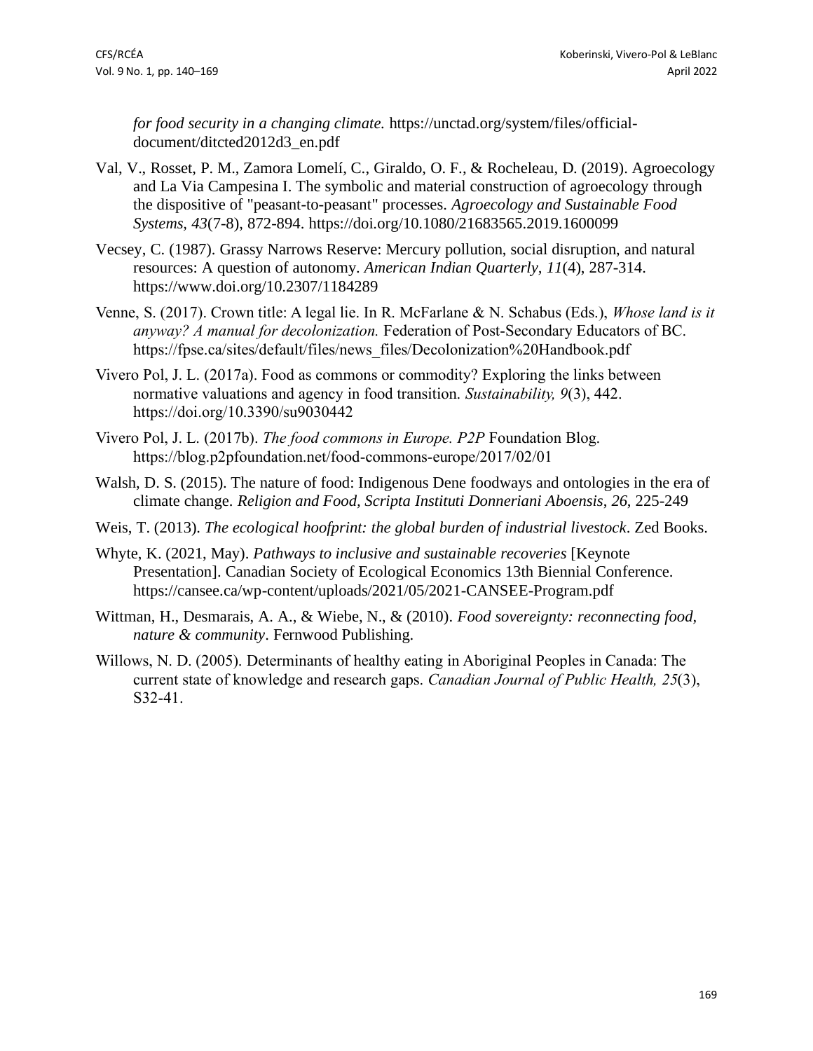*for food security in a changing climate.* https://unctad.org/system/files/official-document/ditcted2012d3_en.pdf

Val, V., Rosset, P. M., Zamora Lomelí, C., Giraldo, O. F., & Rocheleau, D. (2019). Agroecology and La Via Campesina I. The symbolic and material construction of agroecology through the dispositive of "peasant-to-peasant" processes. *Agroecology and Sustainable Food Systems*, *43*(7-8), 872-894. https://doi.org/10.1080/21683565.2019.1600099

Vecsey, C. (1987). Grassy Narrows Reserve: Mercury pollution, social disruption, and natural resources: A question of autonomy. *American Indian Quarterly, 11*(4), 287-314. https://www.doi.org/10.2307/1184289

Venne, S. (2017). Crown title: A legal lie. In R. McFarlane & N. Schabus (Eds.), *Whose land is it anyway? A manual for decolonization.* Federation of Post-Secondary Educators of BC. https://fpse.ca/sites/default/files/news_files/Decolonization%20Handbook.pdf

Vivero Pol, J. L. (2017a). Food as commons or commodity? Exploring the links between normative valuations and agency in food transition. *Sustainability, 9*(3), 442. https://doi.org/10.3390/su9030442

Vivero Pol, J. L. (2017b). *The food commons in Europe. P2P* Foundation Blog. https://blog.p2pfoundation.net/food-commons-europe/2017/02/01

Walsh, D. S. (2015). The nature of food: Indigenous Dene foodways and ontologies in the era of climate change. *Religion and Food, Scripta Instituti Donneriani Aboensis*, *26*, 225-249

Weis, T. (2013). *The ecological hoofprint: the global burden of industrial livestock*. Zed Books.

Whyte, K. (2021, May). *Pathways to inclusive and sustainable recoveries* [Keynote Presentation]. Canadian Society of Ecological Economics 13th Biennial Conference. https://cansee.ca/wp-content/uploads/2021/05/2021-CANSEE-Program.pdf

Wittman, H., Desmarais, A. A., & Wiebe, N., & (2010). *Food sovereignty: reconnecting food, nature & community*. Fernwood Publishing.

Willows, N. D. (2005). Determinants of healthy eating in Aboriginal Peoples in Canada: The current state of knowledge and research gaps. *Canadian Journal of Public Health, 25*(3), S32-41.